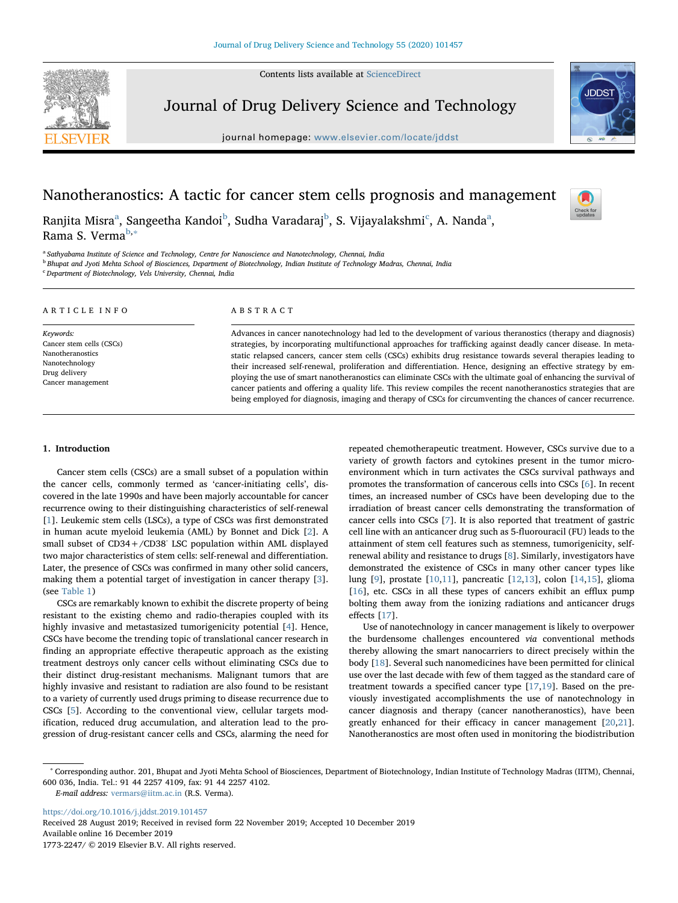# Nanotheranostics: A tactic for cancer stem cells prognosis and management

Ranjita Misra[a], Sangeetha Kandoi[b], Sudha Varadaraj[b], S. Vijayalakshmi[c], A. Nanda[a], Rama S. Verma[b,*]

[a] Sathyabama Institute of Science and Technology, Centre for Nanoscience and Nanotechnology, Chennai, India
[b] Bhupat and Jyoti Mehta School of Biosciences, Department of Biotechnology, Indian Institute of Technology Madras, Chennai, India
[c] Department of Biotechnology, Vels University, Chennai, India

## ARTICLE INFO

*Keywords:*
Cancer stem cells (CSCs)
Nanotheranostics
Nanotechnology
Drug delivery
Cancer management

## ABSTRACT

Advances in cancer nanotechnology had led to the development of various theranostics (therapy and diagnosis) strategies, by incorporating multifunctional approaches for trafficking against deadly cancer disease. In metastatic relapsed cancers, cancer stem cells (CSCs) exhibits drug resistance towards several therapies leading to their increased self-renewal, proliferation and differentiation. Hence, designing an effective strategy by employing the use of smart nanotheranostics can eliminate CSCs with the ultimate goal of enhancing the survival of cancer patients and offering a quality life. This review compiles the recent nanotheranostics strategies that are being employed for diagnosis, imaging and therapy of CSCs for circumventing the chances of cancer recurrence.

## 1. Introduction

Cancer stem cells (CSCs) are a small subset of a population within the cancer cells, commonly termed as 'cancer-initiating cells', discovered in the late 1990s and have been majorly accountable for cancer recurrence owing to their distinguishing characteristics of self-renewal [1]. Leukemic stem cells (LSCs), a type of CSCs was first demonstrated in human acute myeloid leukemia (AML) by Bonnet and Dick [2]. A small subset of CD34+/CD38$^-$ LSC population within AML displayed two major characteristics of stem cells: self-renewal and differentiation. Later, the presence of CSCs was confirmed in many other solid cancers, making them a potential target of investigation in cancer therapy [3]. (see Table 1)

CSCs are remarkably known to exhibit the discrete property of being resistant to the existing chemo and radio-therapies coupled with its highly invasive and metastasized tumorigenicity potential [4]. Hence, CSCs have become the trending topic of translational cancer research in finding an appropriate effective therapeutic approach as the existing treatment destroys only cancer cells without eliminating CSCs due to their distinct drug-resistant mechanisms. Malignant tumors that are highly invasive and resistant to radiation are also found to be resistant to a variety of currently used drugs priming to disease recurrence due to CSCs [5]. According to the conventional view, cellular targets modification, reduced drug accumulation, and alteration lead to the progression of drug-resistant cancer cells and CSCs, alarming the need for repeated chemotherapeutic treatment. However, CSCs survive due to a variety of growth factors and cytokines present in the tumor microenvironment which in turn activates the CSCs survival pathways and promotes the transformation of cancerous cells into CSCs [6]. In recent times, an increased number of CSCs have been developing due to the irradiation of breast cancer cells demonstrating the transformation of cancer cells into CSCs [7]. It is also reported that treatment of gastric cell line with an anticancer drug such as 5-fluorouracil (FU) leads to the attainment of stem cell features such as stemness, tumorigenicity, self-renewal ability and resistance to drugs [8]. Similarly, investigators have demonstrated the existence of CSCs in many other cancer types like lung [9], prostate [10,11], pancreatic [12,13], colon [14,15], glioma [16], etc. CSCs in all these types of cancers exhibit an efflux pump bolting them away from the ionizing radiations and anticancer drugs effects [17].

Use of nanotechnology in cancer management is likely to overpower the burdensome challenges encountered *via* conventional methods thereby allowing the smart nanocarriers to direct precisely within the body [18]. Several such nanomedicines have been permitted for clinical use over the last decade with few of them tagged as the standard care of treatment towards a specified cancer type [17,19]. Based on the previously investigated accomplishments the use of nanotechnology in cancer diagnosis and therapy (cancer nanotheranostics), have been greatly enhanced for their efficacy in cancer management [20,21]. Nanotheranostics are most often used in monitoring the biodistribution

---

* Corresponding author. 201, Bhupat and Jyoti Mehta School of Biosciences, Department of Biotechnology, Indian Institute of Technology Madras (IITM), Chennai, 600 036, India. Tel.: 91 44 2257 4109, fax: 91 44 2257 4102.
*E-mail address:* vermars@iitm.ac.in (R.S. Verma).

https://doi.org/10.1016/j.jddst.2019.101457
Received 28 August 2019; Received in revised form 22 November 2019; Accepted 10 December 2019
Available online 16 December 2019
1773-2247/ © 2019 Elsevier B.V. All rights reserved.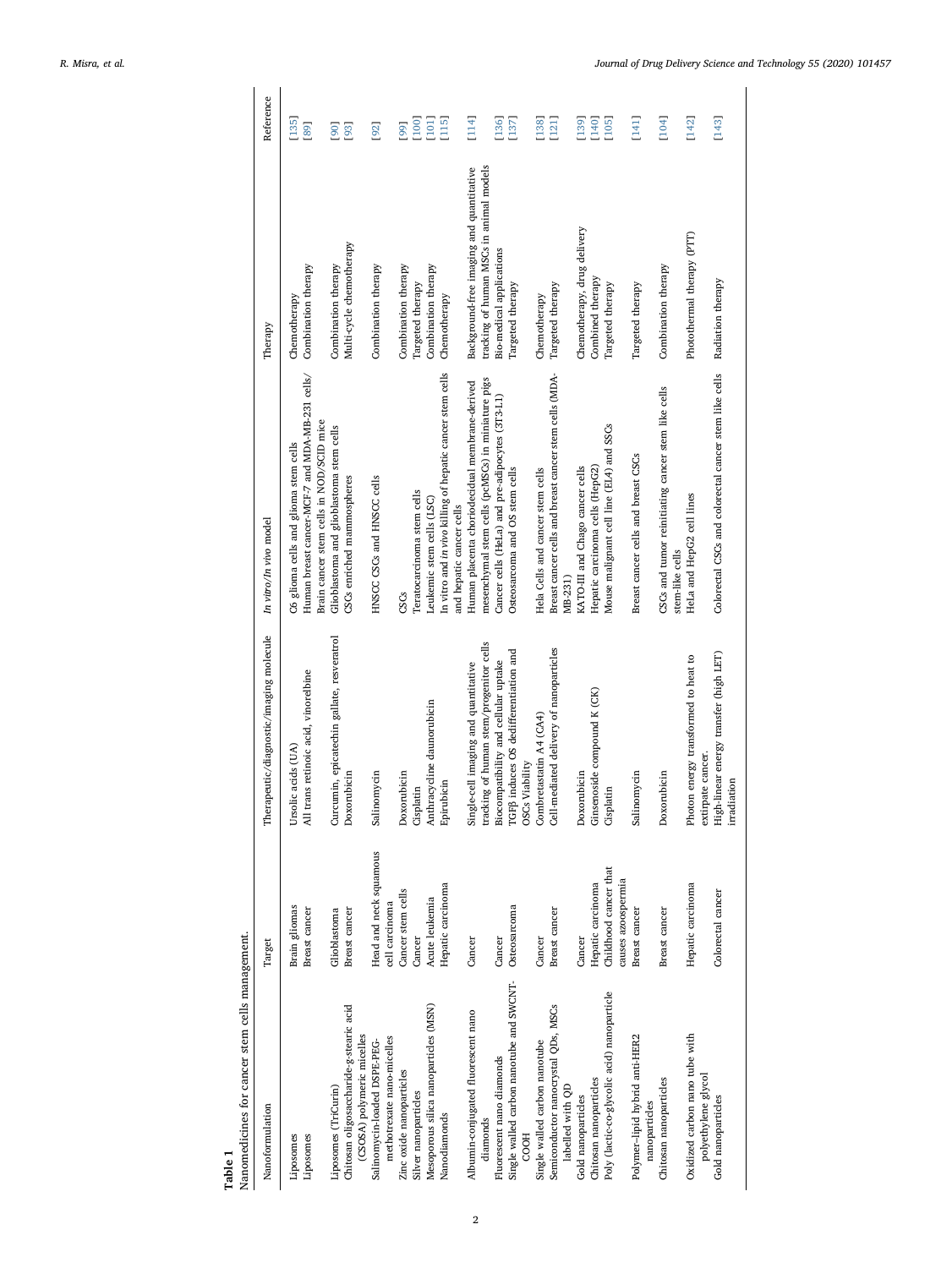**Table 1**
Nanomedicines for cancer stem cells management.

| Nanoformulation | Target | Therapeutic/diagnostic/imaging molecule | In vitro/In vivo model | Therapy | Reference |
|---|---|---|---|---|---|
| Liposomes | Brain gliomas | Ursolic acids (UA) | C6 glioma cells and glioma stem cells | Chemotherapy | [135] |
| Liposomes | Breast cancer | All trans retinoic acid, vinorelbine | Human breast cancer-MCF-7 and MDA-MB-231 cells/ Brain cancer stem cells in NOD/SCID mice | Combination therapy | [89] |
| Liposomes (TriCurin) | Glioblastoma | Curcumin, epicatechin gallate, resveratrol | Glioblastoma and glioblastoma stem cells | Combination therapy | [90] |
| Chitosan oligosaccharide-g-stearic acid (CSOSA) polymeric micelles | Breast cancer | Doxorubicin | CSCs enriched mammospheres | Multi-cycle chemotherapy | [93] |
| Salinomycin-loaded DSPE-PEG-methotrexate nano-micelles | Head and neck squamous cell carcinoma | Salinomycin | HNSCC CSCs and HNSCC cells | Combination therapy | [92] |
| Zinc oxide nanoparticles | Cancer stem cells | Doxorubicin | CSCs | Combination therapy | [99] |
| Silver nanoparticles | Cancer | Cisplatin | Teratocarcinoma stem cells | Targeted therapy | [100] |
| Mesoporous silica nanoparticles (MSN) | Acute leukemia | Anthracycline daunorubicin | Leukemic stem cells (LSC) | Combination therapy | [101] |
| Nanodiamonds | Hepatic carcinoma | Epirubicin | In vitro and in vivo killing of hepatic cancer stem cells and hepatic cancer cells | Chemotherapy | [115] |
| Albumin-conjugated fluorescent nano diamonds | Cancer | Single-cell imaging and quantitative tracking of human stem/progenitor cells | Human placenta choriodecidual membrane-derived mesenchymal stem cells (pcMSCs) in miniature pigs | Background-free imaging and quantitative tracking of human MSCs in animal models | [114] |
| Fluorescent nano diamonds | Cancer | Biocompatibility and cellular uptake | Cancer cells (HeLa) and pre-adipocytes (3T3-L1) | Bio-medical applications | [136] |
| Single walled carbon nanotube and SWCNT-COOH | Osteosarcoma | TGFβ induces OS dedifferentiation and OSCs Viability | Osteosarcoma and OS stem cells | Targeted therapy | [137] |
| Single walled carbon nanotube | Cancer | Combretastatin A4 (CA4) | Hela Cells and cancer stem cells | Chemotherapy | [138] |
| Semiconductor nanocrystal QDs, MSCs labelled with QD | Breast cancer | Cell-mediated delivery of nanoparticles | Breast cancer cells and breast cancer stem cells (MDA-MB-231) | Targeted therapy | [121] |
| Gold nanoparticles | Cancer | Doxorubicin | KATO-III and Chago cancer cells | Chemotherapy, drug delivery | [139] |
| Chitosan nanoparticles | Hepatic carcinoma | Ginsenoside compound K (CK) | Hepatic carcinoma cells (HepG2) | Combined therapy | [140] |
| Poly (lactic-co-glycolic acid) nanoparticle | Childhood cancer that causes azoospermia | Cisplatin | Mouse malignant cell line (EL4) and SSCs | Targeted therapy | [105] |
| Polymer–lipid hybrid anti-HER2 nanoparticles | Breast cancer | Salinomycin | Breast cancer cells and breast CSCs | Targeted therapy | [141] |
| Chitosan nanoparticles | Breast cancer | Doxorubicin | CSCs and tumor reinitiating cancer stem like cells stem-like cells | Combination therapy | [104] |
| Oxidized carbon nano tube with polyethylene glycol | Hepatic carcinoma | Photon energy transformed to heat to extirpate cancer. | HeLa and HepG2 cell lines | Photothermal therapy (PTT) | [142] |
| Gold nanoparticles | Colorectal cancer | High-linear energy transfer (high LET) irradiation | Colorectal CSCs and colorectal cancer stem like cells | Radiation therapy | [143] |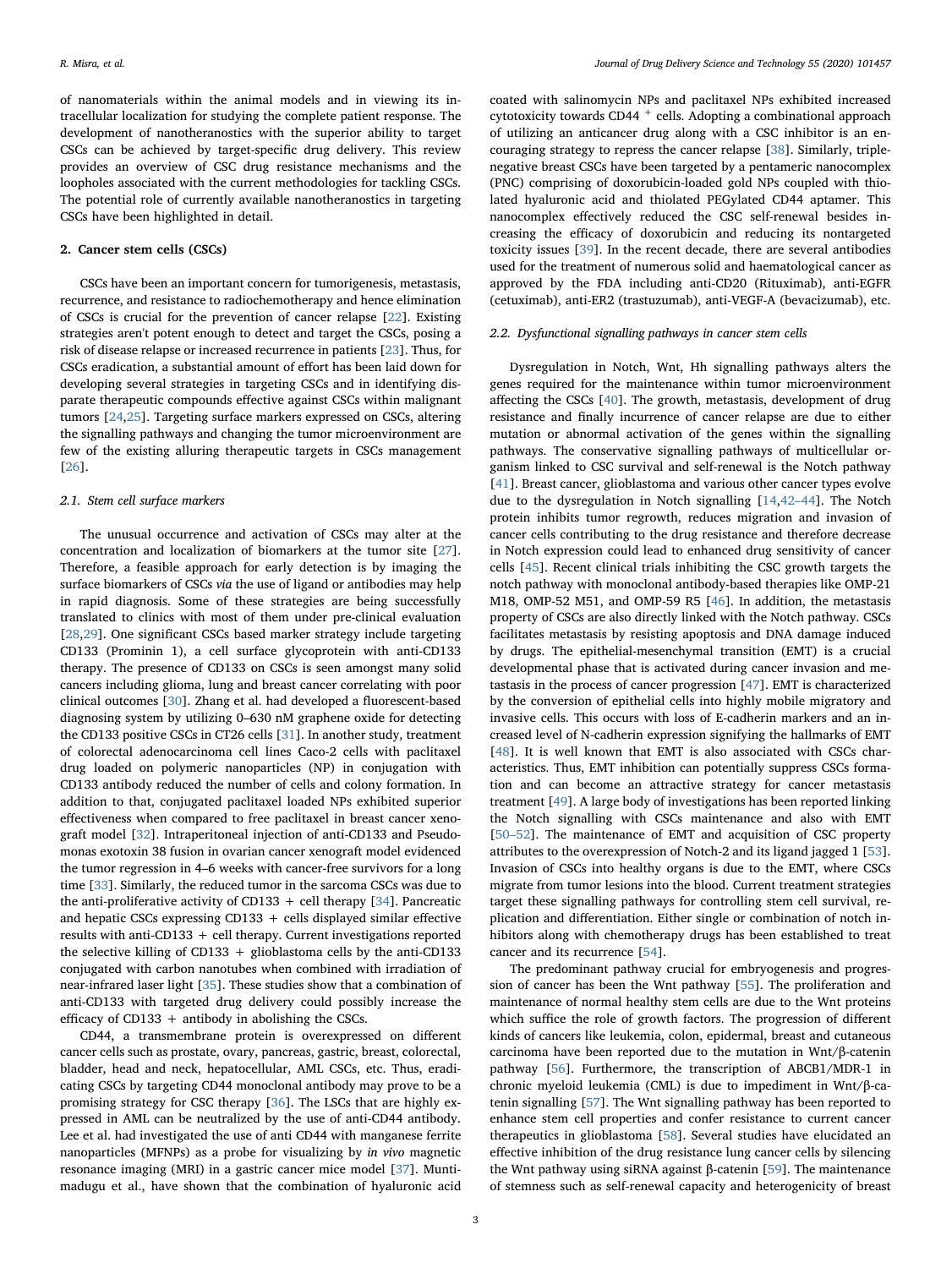of nanomaterials within the animal models and in viewing its intracellular localization for studying the complete patient response. The development of nanotheranostics with the superior ability to target CSCs can be achieved by target-specific drug delivery. This review provides an overview of CSC drug resistance mechanisms and the loopholes associated with the current methodologies for tackling CSCs. The potential role of currently available nanotheranostics in targeting CSCs have been highlighted in detail.

## 2. Cancer stem cells (CSCs)

CSCs have been an important concern for tumorigenesis, metastasis, recurrence, and resistance to radiochemotherapy and hence elimination of CSCs is crucial for the prevention of cancer relapse [22]. Existing strategies aren't potent enough to detect and target the CSCs, posing a risk of disease relapse or increased recurrence in patients [23]. Thus, for CSCs eradication, a substantial amount of effort has been laid down for developing several strategies in targeting CSCs and in identifying disparate therapeutic compounds effective against CSCs within malignant tumors [24,25]. Targeting surface markers expressed on CSCs, altering the signalling pathways and changing the tumor microenvironment are few of the existing alluring therapeutic targets in CSCs management [26].

### 2.1. Stem cell surface markers

The unusual occurrence and activation of CSCs may alter at the concentration and localization of biomarkers at the tumor site [27]. Therefore, a feasible approach for early detection is by imaging the surface biomarkers of CSCs *via* the use of ligand or antibodies may help in rapid diagnosis. Some of these strategies are being successfully translated to clinics with most of them under pre-clinical evaluation [28,29]. One significant CSCs based marker strategy include targeting CD133 (Prominin 1), a cell surface glycoprotein with anti-CD133 therapy. The presence of CD133 on CSCs is seen amongst many solid cancers including glioma, lung and breast cancer correlating with poor clinical outcomes [30]. Zhang et al. had developed a fluorescent-based diagnosing system by utilizing 0–630 nM graphene oxide for detecting the CD133 positive CSCs in CT26 cells [31]. In another study, treatment of colorectal adenocarcinoma cell lines Caco-2 cells with paclitaxel drug loaded on polymeric nanoparticles (NP) in conjugation with CD133 antibody reduced the number of cells and colony formation. In addition to that, conjugated paclitaxel loaded NPs exhibited superior effectiveness when compared to free paclitaxel in breast cancer xenograft model [32]. Intraperitoneal injection of anti-CD133 and Pseudomonas exotoxin 38 fusion in ovarian cancer xenograft model evidenced the tumor regression in 4–6 weeks with cancer-free survivors for a long time [33]. Similarly, the reduced tumor in the sarcoma CSCs was due to the anti-proliferative activity of CD133 + cell therapy [34]. Pancreatic and hepatic CSCs expressing CD133 + cells displayed similar effective results with anti-CD133 + cell therapy. Current investigations reported the selective killing of CD133 + glioblastoma cells by the anti-CD133 conjugated with carbon nanotubes when combined with irradiation of near-infrared laser light [35]. These studies show that a combination of anti-CD133 with targeted drug delivery could possibly increase the efficacy of CD133 + antibody in abolishing the CSCs.

CD44, a transmembrane protein is overexpressed on different cancer cells such as prostate, ovary, pancreas, gastric, breast, colorectal, bladder, head and neck, hepatocellular, AML CSCs, etc. Thus, eradicating CSCs by targeting CD44 monoclonal antibody may prove to be a promising strategy for CSC therapy [36]. The LSCs that are highly expressed in AML can be neutralized by the use of anti-CD44 antibody. Lee et al. had investigated the use of anti CD44 with manganese ferrite nanoparticles (MFNPs) as a probe for visualizing by *in vivo* magnetic resonance imaging (MRI) in a gastric cancer mice model [37]. Muntimadugu et al., have shown that the combination of hyaluronic acid coated with salinomycin NPs and paclitaxel NPs exhibited increased cytotoxicity towards CD44 $^+$ cells. Adopting a combinational approach of utilizing an anticancer drug along with a CSC inhibitor is an encouraging strategy to repress the cancer relapse [38]. Similarly, triple-negative breast CSCs have been targeted by a pentameric nanocomplex (PNC) comprising of doxorubicin-loaded gold NPs coupled with thiolated hyaluronic acid and thiolated PEGylated CD44 aptamer. This nanocomplex effectively reduced the CSC self-renewal besides increasing the efficacy of doxorubicin and reducing its nontargeted toxicity issues [39]. In the recent decade, there are several antibodies used for the treatment of numerous solid and haematological cancer as approved by the FDA including anti-CD20 (Rituximab), anti-EGFR (cetuximab), anti-ER2 (trastuzumab), anti-VEGF-A (bevacizumab), etc.

### 2.2. Dysfunctional signalling pathways in cancer stem cells

Dysregulation in Notch, Wnt, Hh signalling pathways alters the genes required for the maintenance within tumor microenvironment affecting the CSCs [40]. The growth, metastasis, development of drug resistance and finally incurrence of cancer relapse are due to either mutation or abnormal activation of the genes within the signalling pathways. The conservative signalling pathways of multicellular organism linked to CSC survival and self-renewal is the Notch pathway [41]. Breast cancer, glioblastoma and various other cancer types evolve due to the dysregulation in Notch signalling [14,42–44]. The Notch protein inhibits tumor regrowth, reduces migration and invasion of cancer cells contributing to the drug resistance and therefore decrease in Notch expression could lead to enhanced drug sensitivity of cancer cells [45]. Recent clinical trials inhibiting the CSC growth targets the notch pathway with monoclonal antibody-based therapies like OMP-21 M18, OMP-52 M51, and OMP-59 R5 [46]. In addition, the metastasis property of CSCs are also directly linked with the Notch pathway. CSCs facilitates metastasis by resisting apoptosis and DNA damage induced by drugs. The epithelial-mesenchymal transition (EMT) is a crucial developmental phase that is activated during cancer invasion and metastasis in the process of cancer progression [47]. EMT is characterized by the conversion of epithelial cells into highly mobile migratory and invasive cells. This occurs with loss of E-cadherin markers and an increased level of N-cadherin expression signifying the hallmarks of EMT [48]. It is well known that EMT is also associated with CSCs characteristics. Thus, EMT inhibition can potentially suppress CSCs formation and can become an attractive strategy for cancer metastasis treatment [49]. A large body of investigations has been reported linking the Notch signalling with CSCs maintenance and also with EMT [50–52]. The maintenance of EMT and acquisition of CSC property attributes to the overexpression of Notch-2 and its ligand jagged 1 [53]. Invasion of CSCs into healthy organs is due to the EMT, where CSCs migrate from tumor lesions into the blood. Current treatment strategies target these signalling pathways for controlling stem cell survival, replication and differentiation. Either single or combination of notch inhibitors along with chemotherapy drugs has been established to treat cancer and its recurrence [54].

The predominant pathway crucial for embryogenesis and progression of cancer has been the Wnt pathway [55]. The proliferation and maintenance of normal healthy stem cells are due to the Wnt proteins which suffice the role of growth factors. The progression of different kinds of cancers like leukemia, colon, epidermal, breast and cutaneous carcinoma have been reported due to the mutation in Wnt/β-catenin pathway [56]. Furthermore, the transcription of ABCB1/MDR-1 in chronic myeloid leukemia (CML) is due to impediment in Wnt/β-catenin signalling [57]. The Wnt signalling pathway has been reported to enhance stem cell properties and confer resistance to current cancer therapeutics in glioblastoma [58]. Several studies have elucidated an effective inhibition of the drug resistance lung cancer cells by silencing the Wnt pathway using siRNA against β-catenin [59]. The maintenance of stemness such as self-renewal capacity and heterogenicity of breast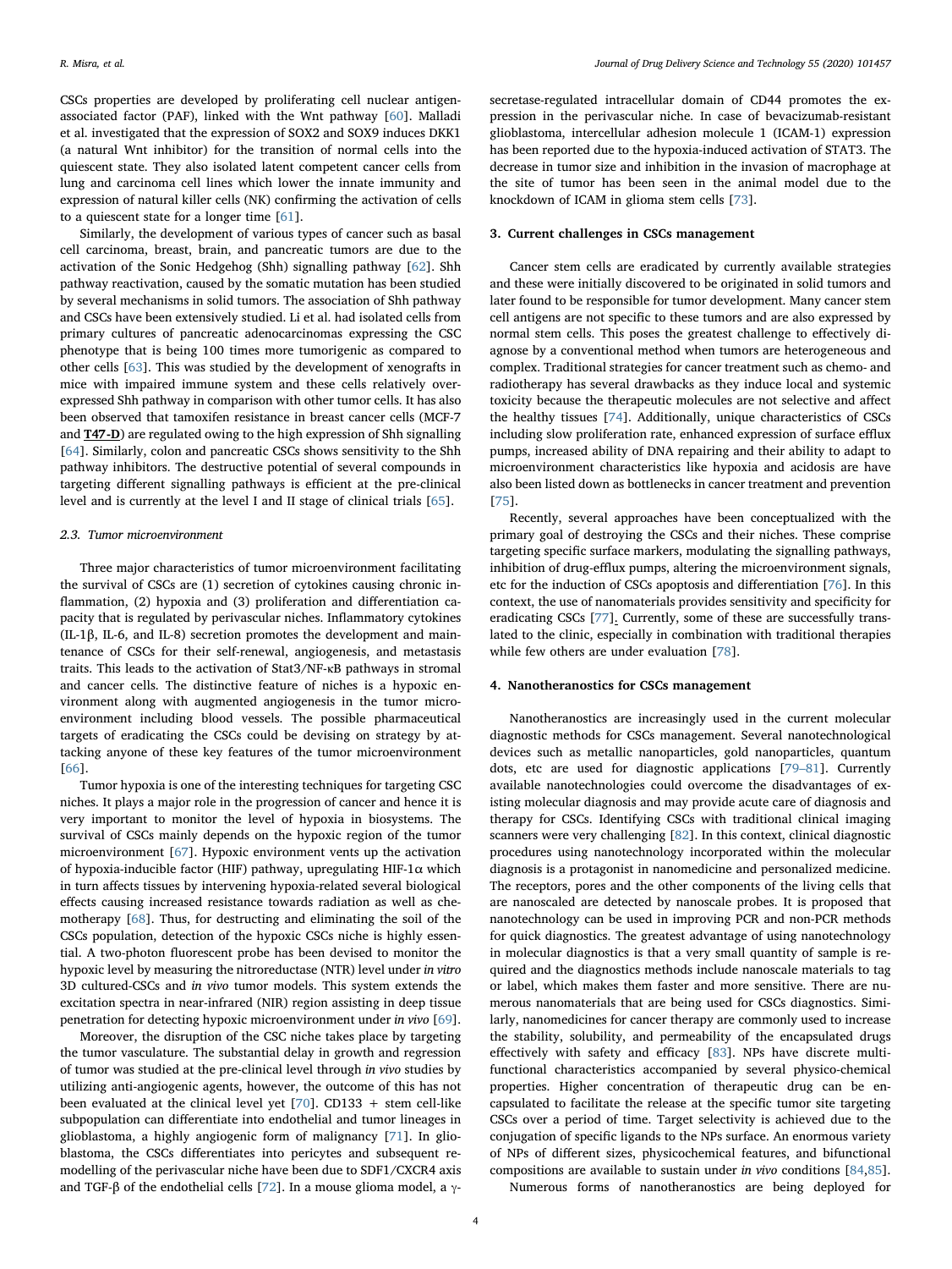CSCs properties are developed by proliferating cell nuclear antigen-associated factor (PAF), linked with the Wnt pathway [60]. Malladi et al. investigated that the expression of SOX2 and SOX9 induces DKK1 (a natural Wnt inhibitor) for the transition of normal cells into the quiescent state. They also isolated latent competent cancer cells from lung and carcinoma cell lines which lower the innate immunity and expression of natural killer cells (NK) confirming the activation of cells to a quiescent state for a longer time [61].

Similarly, the development of various types of cancer such as basal cell carcinoma, breast, brain, and pancreatic tumors are due to the activation of the Sonic Hedgehog (Shh) signalling pathway [62]. Shh pathway reactivation, caused by the somatic mutation has been studied by several mechanisms in solid tumors. The association of Shh pathway and CSCs have been extensively studied. Li et al. had isolated cells from primary cultures of pancreatic adenocarcinomas expressing the CSC phenotype that is being 100 times more tumorigenic as compared to other cells [63]. This was studied by the development of xenografts in mice with impaired immune system and these cells relatively over-expressed Shh pathway in comparison with other tumor cells. It has also been observed that tamoxifen resistance in breast cancer cells (MCF-7 and **T47-D**) are regulated owing to the high expression of Shh signalling [64]. Similarly, colon and pancreatic CSCs shows sensitivity to the Shh pathway inhibitors. The destructive potential of several compounds in targeting different signalling pathways is efficient at the pre-clinical level and is currently at the level I and II stage of clinical trials [65].

### 2.3. Tumor microenvironment

Three major characteristics of tumor microenvironment facilitating the survival of CSCs are (1) secretion of cytokines causing chronic inflammation, (2) hypoxia and (3) proliferation and differentiation capacity that is regulated by perivascular niches. Inflammatory cytokines (IL-1β, IL-6, and IL-8) secretion promotes the development and maintenance of CSCs for their self-renewal, angiogenesis, and metastasis traits. This leads to the activation of Stat3/NF-κB pathways in stromal and cancer cells. The distinctive feature of niches is a hypoxic environment along with augmented angiogenesis in the tumor microenvironment including blood vessels. The possible pharmaceutical targets of eradicating the CSCs could be devising on strategy by attacking anyone of these key features of the tumor microenvironment [66].

Tumor hypoxia is one of the interesting techniques for targeting CSC niches. It plays a major role in the progression of cancer and hence it is very important to monitor the level of hypoxia in biosystems. The survival of CSCs mainly depends on the hypoxic region of the tumor microenvironment [67]. Hypoxic environment vents up the activation of hypoxia-inducible factor (HIF) pathway, upregulating HIF-1α which in turn affects tissues by intervening hypoxia-related several biological effects causing increased resistance towards radiation as well as chemotherapy [68]. Thus, for destructing and eliminating the soil of the CSCs population, detection of the hypoxic CSCs niche is highly essential. A two-photon fluorescent probe has been devised to monitor the hypoxic level by measuring the nitroreductase (NTR) level under *in vitro* 3D cultured-CSCs and *in vivo* tumor models. This system extends the excitation spectra in near-infrared (NIR) region assisting in deep tissue penetration for detecting hypoxic microenvironment under *in vivo* [69].

Moreover, the disruption of the CSC niche takes place by targeting the tumor vasculature. The substantial delay in growth and regression of tumor was studied at the pre-clinical level through *in vivo* studies by utilizing anti-angiogenic agents, however, the outcome of this has not been evaluated at the clinical level yet [70]. CD133 + stem cell-like subpopulation can differentiate into endothelial and tumor lineages in glioblastoma, a highly angiogenic form of malignancy [71]. In glioblastoma, the CSCs differentiates into pericytes and subsequent remodelling of the perivascular niche have been due to SDF1/CXCR4 axis and TGF-β of the endothelial cells [72]. In a mouse glioma model, a γ-secretase-regulated intracellular domain of CD44 promotes the expression in the perivascular niche. In case of bevacizumab-resistant glioblastoma, intercellular adhesion molecule 1 (ICAM-1) expression has been reported due to the hypoxia-induced activation of STAT3. The decrease in tumor size and inhibition in the invasion of macrophage at the site of tumor has been seen in the animal model due to the knockdown of ICAM in glioma stem cells [73].

## 3. Current challenges in CSCs management

Cancer stem cells are eradicated by currently available strategies and these were initially discovered to be originated in solid tumors and later found to be responsible for tumor development. Many cancer stem cell antigens are not specific to these tumors and are also expressed by normal stem cells. This poses the greatest challenge to effectively diagnose by a conventional method when tumors are heterogeneous and complex. Traditional strategies for cancer treatment such as chemo- and radiotherapy has several drawbacks as they induce local and systemic toxicity because the therapeutic molecules are not selective and affect the healthy tissues [74]. Additionally, unique characteristics of CSCs including slow proliferation rate, enhanced expression of surface efflux pumps, increased ability of DNA repairing and their ability to adapt to microenvironment characteristics like hypoxia and acidosis are have also been listed down as bottlenecks in cancer treatment and prevention [75].

Recently, several approaches have been conceptualized with the primary goal of destroying the CSCs and their niches. These comprise targeting specific surface markers, modulating the signalling pathways, inhibition of drug-efflux pumps, altering the microenvironment signals, etc for the induction of CSCs apoptosis and differentiation [76]. In this context, the use of nanomaterials provides sensitivity and specificity for eradicating CSCs [77]. Currently, some of these are successfully translated to the clinic, especially in combination with traditional therapies while few others are under evaluation [78].

## 4. Nanotheranostics for CSCs management

Nanotheranostics are increasingly used in the current molecular diagnostic methods for CSCs management. Several nanotechnological devices such as metallic nanoparticles, gold nanoparticles, quantum dots, etc are used for diagnostic applications [79–81]. Currently available nanotechnologies could overcome the disadvantages of existing molecular diagnosis and may provide acute care of diagnosis and therapy for CSCs. Identifying CSCs with traditional clinical imaging scanners were very challenging [82]. In this context, clinical diagnostic procedures using nanotechnology incorporated within the molecular diagnosis is a protagonist in nanomedicine and personalized medicine. The receptors, pores and the other components of the living cells that are nanoscaled are detected by nanoscale probes. It is proposed that nanotechnology can be used in improving PCR and non-PCR methods for quick diagnostics. The greatest advantage of using nanotechnology in molecular diagnostics is that a very small quantity of sample is required and the diagnostics methods include nanoscale materials to tag or label, which makes them faster and more sensitive. There are numerous nanomaterials that are being used for CSCs diagnostics. Similarly, nanomedicines for cancer therapy are commonly used to increase the stability, solubility, and permeability of the encapsulated drugs effectively with safety and efficacy [83]. NPs have discrete multifunctional characteristics accompanied by several physico-chemical properties. Higher concentration of therapeutic drug can be encapsulated to facilitate the release at the specific tumor site targeting CSCs over a period of time. Target selectivity is achieved due to the conjugation of specific ligands to the NPs surface. An enormous variety of NPs of different sizes, physicochemical features, and bifunctional compositions are available to sustain under *in vivo* conditions [84,85].

Numerous forms of nanotheranostics are being deployed for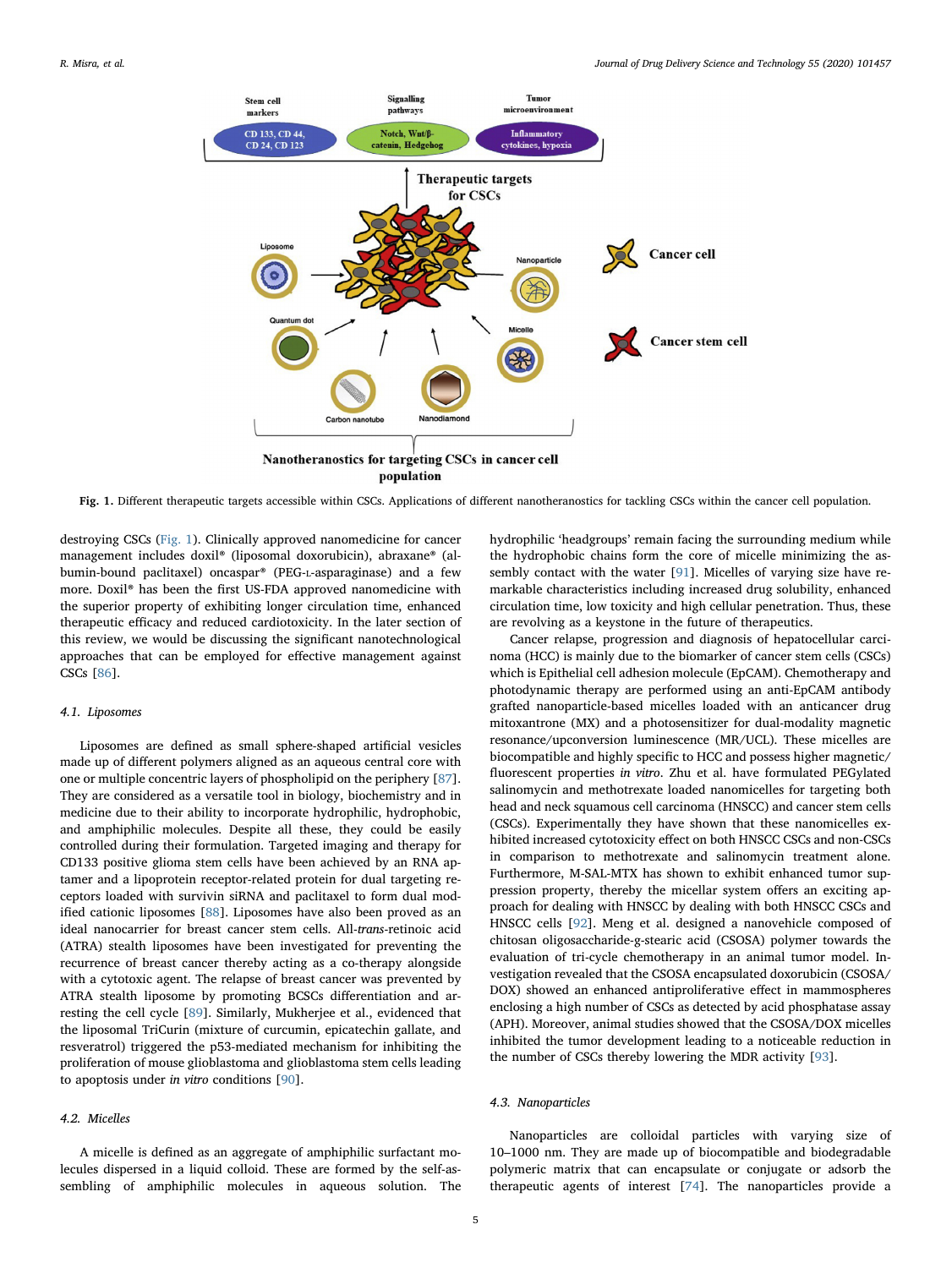Fig. 1. Different therapeutic targets accessible within CSCs. Applications of different nanotheranostics for tackling CSCs within the cancer cell population.

destroying CSCs (Fig. 1). Clinically approved nanomedicine for cancer management includes doxil® (liposomal doxorubicin), abraxane® (albumin-bound paclitaxel) oncaspar® (PEG-L-asparaginase) and a few more. Doxil® has been the first US-FDA approved nanomedicine with the superior property of exhibiting longer circulation time, enhanced therapeutic efficacy and reduced cardiotoxicity. In the later section of this review, we would be discussing the significant nanotechnological approaches that can be employed for effective management against CSCs [86].

### 4.1. Liposomes

Liposomes are defined as small sphere-shaped artificial vesicles made up of different polymers aligned as an aqueous central core with one or multiple concentric layers of phospholipid on the periphery [87]. They are considered as a versatile tool in biology, biochemistry and in medicine due to their ability to incorporate hydrophilic, hydrophobic, and amphiphilic molecules. Despite all these, they could be easily controlled during their formulation. Targeted imaging and therapy for CD133 positive glioma stem cells have been achieved by an RNA aptamer and a lipoprotein receptor-related protein for dual targeting receptors loaded with survivin siRNA and paclitaxel to form dual modified cationic liposomes [88]. Liposomes have also been proved as an ideal nanocarrier for breast cancer stem cells. All-*trans*-retinoic acid (ATRA) stealth liposomes have been investigated for preventing the recurrence of breast cancer thereby acting as a co-therapy alongside with a cytotoxic agent. The relapse of breast cancer was prevented by ATRA stealth liposome by promoting BCSCs differentiation and arresting the cell cycle [89]. Similarly, Mukherjee et al., evidenced that the liposomal TriCurin (mixture of curcumin, epicatechin gallate, and resveratrol) triggered the p53-mediated mechanism for inhibiting the proliferation of mouse glioblastoma and glioblastoma stem cells leading to apoptosis under *in vitro* conditions [90].

### 4.2. Micelles

A micelle is defined as an aggregate of amphiphilic surfactant molecules dispersed in a liquid colloid. These are formed by the self-assembling of amphiphilic molecules in aqueous solution. The hydrophilic 'headgroups' remain facing the surrounding medium while the hydrophobic chains form the core of micelle minimizing the assembly contact with the water [91]. Micelles of varying size have remarkable characteristics including increased drug solubility, enhanced circulation time, low toxicity and high cellular penetration. Thus, these are revolving as a keystone in the future of therapeutics.

Cancer relapse, progression and diagnosis of hepatocellular carcinoma (HCC) is mainly due to the biomarker of cancer stem cells (CSCs) which is Epithelial cell adhesion molecule (EpCAM). Chemotherapy and photodynamic therapy are performed using an anti-EpCAM antibody grafted nanoparticle-based micelles loaded with an anticancer drug mitoxantrone (MX) and a photosensitizer for dual-modality magnetic resonance/upconversion luminescence (MR/UCL). These micelles are biocompatible and highly specific to HCC and possess higher magnetic/fluorescent properties *in vitro*. Zhu et al. have formulated PEGylated salinomycin and methotrexate loaded nanoparticles for targeting both head and neck squamous cell carcinoma (HNSCC) and cancer stem cells (CSCs). Experimentally they have shown that these nanomicelles exhibited increased cytotoxicity effect on both HNSCC CSCs and non-CSCs in comparison to methotrexate and salinomycin treatment alone. Furthermore, M-SAL-MTX has shown to exhibit enhanced tumor suppression property, thereby the micellar system offers an exciting approach for dealing with HNSCC by dealing with both HNSCC CSCs and HNSCC cells [92]. Meng et al. designed a nanovehicle composed of chitosan oligosaccharide-g-stearic acid (CSOSA) polymer towards the evaluation of tri-cycle chemotherapy in an animal tumor model. Investigation revealed that the CSOSA encapsulated doxorubicin (CSOSA/DOX) showed an enhanced antiproliferative effect in mammospheres enclosing a high number of CSCs as detected by acid phosphatase assay (APH). Moreover, animal studies showed that the CSOSA/DOX micelles inhibited the tumor development leading to a noticeable reduction in the number of CSCs thereby lowering the MDR activity [93].

### 4.3. Nanoparticles

Nanoparticles are colloidal particles with varying size of 10–1000 nm. They are made up of biocompatible and biodegradable polymeric matrix that can encapsulate or conjugate or adsorb the therapeutic agents of interest [74]. The nanoparticles provide a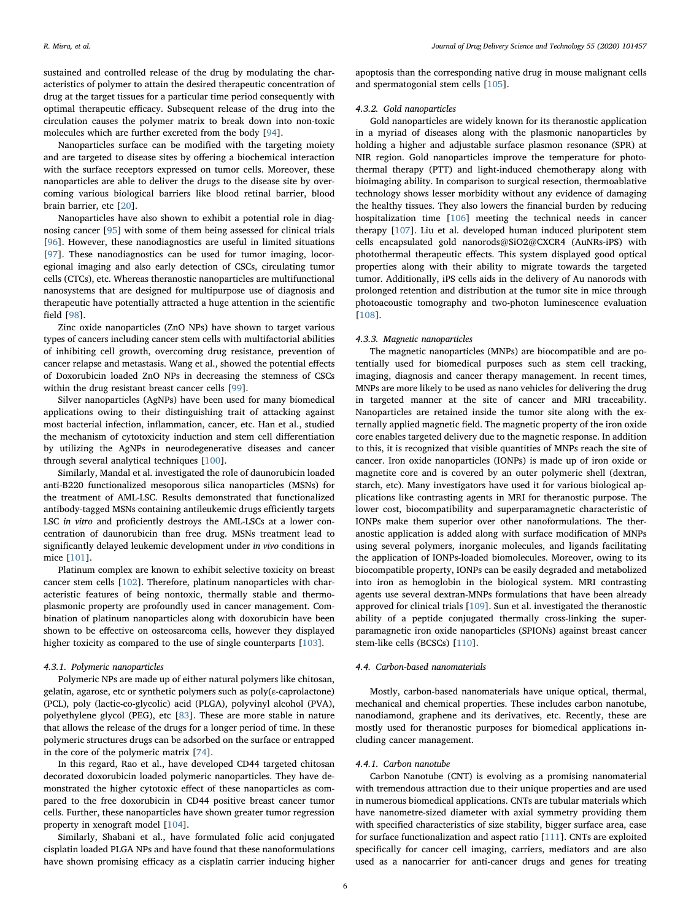sustained and controlled release of the drug by modulating the characteristics of polymer to attain the desired therapeutic concentration of drug at the target tissues for a particular time period consequently with optimal therapeutic efficacy. Subsequent release of the drug into the circulation causes the polymer matrix to break down into non-toxic molecules which are further excreted from the body [94].

Nanoparticles surface can be modified with the targeting moiety and are targeted to disease sites by offering a biochemical interaction with the surface receptors expressed on tumor cells. Moreover, these nanoparticles are able to deliver the drugs to the disease site by overcoming various biological barriers like blood retinal barrier, blood brain barrier, etc [20].

Nanoparticles have also shown to exhibit a potential role in diagnosing cancer [95] with some of them being assessed for clinical trials [96]. However, these nanodiagnostics are useful in limited situations [97]. These nanodiagnostics can be used for tumor imaging, locoregional imaging and also early detection of CSCs, circulating tumor cells (CTCs), etc. Whereas theranostic nanoparticles are multifunctional nanosystems that are designed for multipurpose use of diagnosis and therapeutic have potentially attracted a huge attention in the scientific field [98].

Zinc oxide nanoparticles (ZnO NPs) have shown to target various types of cancers including cancer stem cells with multifactorial abilities of inhibiting cell growth, overcoming drug resistance, prevention of cancer relapse and metastasis. Wang et al., showed the potential effects of Doxorubicin loaded ZnO NPs in decreasing the stemness of CSCs within the drug resistant breast cancer cells [99].

Silver nanoparticles (AgNPs) have been used for many biomedical applications owing to their distinguishing trait of attacking against most bacterial infection, inflammation, cancer, etc. Han et al., studied the mechanism of cytotoxicity induction and stem cell differentiation by utilizing the AgNPs in neurodegenerative diseases and cancer through several analytical techniques [100].

Similarly, Mandal et al. investigated the role of daunorubicin loaded anti-B220 functionalized mesoporous silica nanoparticles (MSNs) for the treatment of AML-LSC. Results demonstrated that functionalized antibody-tagged MSNs containing antileukemic drugs efficiently targets LSC *in vitro* and proficiently destroys the AML-LSCs at a lower concentration of daunorubicin than free drug. MSNs treatment lead to significantly delayed leukemic development under *in vivo* conditions in mice [101].

Platinum complex are known to exhibit selective toxicity on breast cancer stem cells [102]. Therefore, platinum nanoparticles with characteristic features of being nontoxic, thermally stable and thermoplasmonic property are profoundly used in cancer management. Combination of platinum nanoparticles along with doxorubicin have been shown to be effective on osteosarcoma cells, however they displayed higher toxicity as compared to the use of single counterparts [103].

#### 4.3.1. Polymeric nanoparticles

Polymeric NPs are made up of either natural polymers like chitosan, gelatin, agarose, etc or synthetic polymers such as poly(ε-caprolactone) (PCL), poly (lactic-co-glycolic) acid (PLGA), polyvinyl alcohol (PVA), polyethylene glycol (PEG), etc [83]. These are more stable in nature that allows the release of the drugs for a longer period of time. In these polymeric structures drugs can be adsorbed on the surface or entrapped in the core of the polymeric matrix [74].

In this regard, Rao et al., have developed CD44 targeted chitosan decorated doxorubicin loaded polymeric nanoparticles. They have demonstrated the higher cytotoxic effect of these nanoparticles as compared to the free doxorubicin in CD44 positive breast cancer tumor cells. Further, these nanoparticles have shown greater tumor regression property in xenograft model [104].

Similarly, Shabani et al., have formulated folic acid conjugated cisplatin loaded PLGA NPs and have found that these nanoformulations have shown promising efficacy as a cisplatin carrier inducing higher apoptosis than the corresponding native drug in mouse malignant cells and spermatogonial stem cells [105].

#### 4.3.2. Gold nanoparticles

Gold nanoparticles are widely known for its theranostic application in a myriad of diseases along with the plasmonic nanoparticles by holding a higher and adjustable surface plasmon resonance (SPR) at NIR region. Gold nanoparticles improve the temperature for photothermal therapy (PTT) and light-induced chemotherapy along with bioimaging ability. In comparison to surgical resection, thermoablative technology shows lesser morbidity without any evidence of damaging the healthy tissues. They also lowers the financial burden by reducing hospitalization time [106] meeting the technical needs in cancer therapy [107]. Liu et al. developed human induced pluripotent stem cells encapsulated gold nanorods@SiO2@CXCR4 (AuNRs-iPS) with photothermal therapeutic effects. This system displayed good optical properties along with their ability to migrate towards the targeted tumor. Additionally, iPS cells aids in the delivery of Au nanorods with prolonged retention and distribution at the tumor site in mice through photoacoustic tomography and two-photon luminescence evaluation [108].

#### 4.3.3. Magnetic nanoparticles

The magnetic nanoparticles (MNPs) are biocompatible and are potentially used for biomedical purposes such as stem cell tracking, imaging, diagnosis and cancer therapy management. In recent times, MNPs are more likely to be used as nano vehicles for delivering the drug in targeted manner at the site of cancer and MRI traceability. Nanoparticles are retained inside the tumor site along with the externally applied magnetic field. The magnetic property of the iron oxide core enables targeted delivery due to the magnetic response. In addition to this, it is recognized that visible quantities of MNPs reach the site of cancer. Iron oxide nanoparticles (IONPs) is made up of iron oxide or magnetite core and is covered by an outer polymeric shell (dextran, starch, etc). Many investigators have used it for various biological applications like contrasting agents in MRI for theranostic purpose. The lower cost, biocompatibility and superparamagnetic characteristic of IONPs make them superior over other nanoformulations. The theranostic application is added along with surface modification of MNPs using several polymers, inorganic molecules, and ligands facilitating the application of IONPs-loaded biomolecules. Moreover, owing to its biocompatible property, IONPs can be easily degraded and metabolized into iron as hemoglobin in the biological system. MRI contrasting agents use several dextran-MNPs formulations that have been already approved for clinical trials [109]. Sun et al. investigated the theranostic ability of a peptide conjugated thermally cross-linking the superparamagnetic iron oxide nanoparticles (SPIONs) against breast cancer stem-like cells (BCSCs) [110].

### 4.4. Carbon-based nanomaterials

Mostly, carbon-based nanomaterials have unique optical, thermal, mechanical and chemical properties. These includes carbon nanotube, nanodiamond, graphene and its derivatives, etc. Recently, these are mostly used for theranostic purposes for biomedical applications including cancer management.

#### 4.4.1. Carbon nanotube

Carbon Nanotube (CNT) is evolving as a promising nanomaterial with tremendous attraction due to their unique properties and are used in numerous biomedical applications. CNTs are tubular materials which have nanometre-sized diameter with axial symmetry providing them with specified characteristics of size stability, bigger surface area, ease for surface functionalization and aspect ratio [111]. CNTs are exploited specifically for cancer cell imaging, carriers, mediators and are also used as a nanocarrier for anti-cancer drugs and genes for treating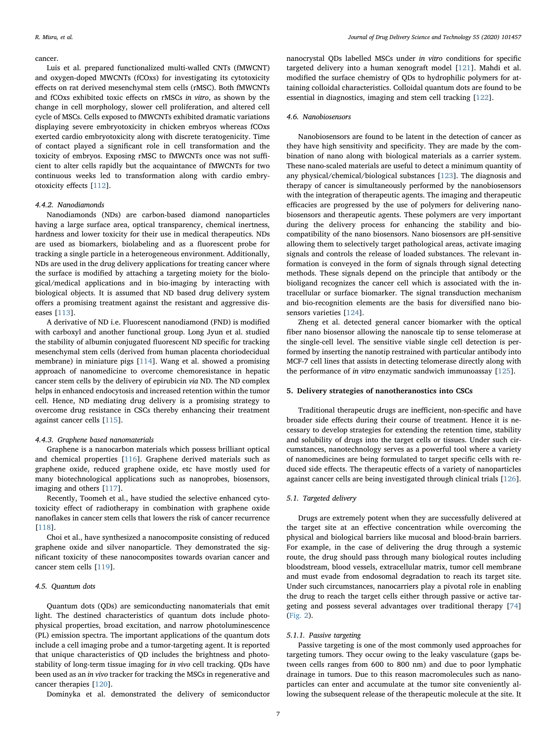cancer.

Luis et al. prepared functionalized multi-walled CNTs (fMWCNT) and oxygen-doped MWCNTs (fCOxs) for investigating its cytotoxicity effects on rat derived mesenchymal stem cells (rMSC). Both fMWCNTs and fCOxs exhibited toxic effects on rMSCs *in vitro*, as shown by the change in cell morphology, slower cell proliferation, and altered cell cycle of MSCs. Cells exposed to fMWCNTs exhibited dramatic variations displaying severe embryotoxicity in chicken embryos whereas fCOxs exerted cardio embryotoxicity along with discrete teratogenicity. Time of contact played a significant role in cell transformation and the toxicity of embryos. Exposing rMSC to fMWCNTs once was not sufficient to alter cells rapidly but the acquaintance of fMWCNTs for two continuous weeks led to transformation along with cardio embryotoxicity effects [112].

#### 4.4.2. Nanodiamonds

Nanodiamonds (NDs) are carbon-based diamond nanoparticles having a large surface area, optical transparency, chemical inertness, hardness and lower toxicity for their use in medical therapeutics. NDs are used as biomarkers, biolabeling and as a fluorescent probe for tracking a single particle in a heterogeneous environment. Additionally, NDs are used in the drug delivery applications for treating cancer where the surface is modified by attaching a targeting moiety for the biological/medical applications and in bio-imaging by interacting with biological objects. It is assumed that ND based drug delivery system offers a promising treatment against the resistant and aggressive diseases [113].

A derivative of ND i.e. Fluorescent nanodiamond (FND) is modified with carboxyl and another functional group. Long Jyun et al. studied the stability of albumin conjugated fluorescent ND specific for tracking mesenchymal stem cells (derived from human placenta choriodecidual membrane) in miniature pigs [114]. Wang et al. showed a promising approach of nanomedicine to overcome chemoresistance in hepatic cancer stem cells by the delivery of epirubicin *via* ND. The ND complex helps in enhanced endocytosis and increased retention within the tumor cell. Hence, ND mediating drug delivery is a promising strategy to overcome drug resistance in CSCs thereby enhancing their treatment against cancer cells [115].

#### 4.4.3. Graphene based nanomaterials

Graphene is a nanocarbon materials which possess brilliant optical and chemical properties [116]. Graphene derived materials such as graphene oxide, reduced graphene oxide, etc have mostly used for many biotechnological applications such as nanoprobes, biosensors, imaging and others [117].

Recently, Toomeh et al., have studied the selective enhanced cytotoxicity effect of radiotherapy in combination with graphene oxide nanoflakes in cancer stem cells that lowers the risk of cancer recurrence [118].

Choi et al., have synthesized a nanocomposite consisting of reduced graphene oxide and silver nanoparticle. They demonstrated the significant toxicity of these nanocomposites towards ovarian cancer and cancer stem cells [119].

### 4.5. Quantum dots

Quantum dots (QDs) are semiconducting nanomaterials that emit light. The destined characteristics of quantum dots include photophysical properties, broad excitation, and narrow photoluminescence (PL) emission spectra. The important applications of the quantum dots include a cell imaging probe and a tumor-targeting agent. It is reported that unique characteristics of QD includes the brightness and photostability of long-term tissue imaging for *in vivo* cell tracking. QDs have been used as an *in vivo* tracker for tracking the MSCs in regenerative and cancer therapies [120].

Dominyka et al. demonstrated the delivery of semiconductor nanocrystal QDs labelled MSCs under *in vitro* conditions for specific targeted delivery into a human xenograft model [121]. Mahdi et al. modified the surface chemistry of QDs to hydrophilic polymers for attaining colloidal characteristics. Colloidal quantum dots are found to be essential in diagnostics, imaging and stem cell tracking [122].

### 4.6. Nanobiosensors

Nanobiosensors are found to be latent in the detection of cancer as they have high sensitivity and specificity. They are made by the combination of nano along with biological materials as a carrier system. These nano-scaled materials are useful to detect a minimum quantity of any physical/chemical/biological substances [123]. The diagnosis and therapy of cancer is simultaneously performed by the nanobiosensors with the integration of therapeutic agents. The imaging and therapeutic efficacies are progressed by the use of polymers for delivering nanobiosensors and therapeutic agents. These polymers are very important during the delivery process for enhancing the stability and biocompatibility of the nano biosensors. Nano biosensors are pH-sensitive allowing them to selectively target pathological areas, activate imaging signals and controls the release of loaded substances. The relevant information is conveyed in the form of signals through signal detecting methods. These signals depend on the principle that antibody or the bioligand recognizes the cancer cell which is associated with the intracellular or surface biomarker. The signal transduction mechanism and bio-recognition elements are the basis for diversified nano biosensors varieties [124].

Zheng et al. detected general cancer biomarker with the optical fiber nano biosensor allowing the nanoscale tip to sense telomerase at the single-cell level. The sensitive viable single cell detection is performed by inserting the nanotip restrained with particular antibody into MCF-7 cell lines that assists in detecting telomerase directly along with the performance of *in vitro* enzymatic sandwich immunoassay [125].

## 5. Delivery strategies of nanotheranostics into CSCs

Traditional therapeutic drugs are inefficient, non-specific and have broader side effects during their course of treatment. Hence it is necessary to develop strategies for extending the retention time, stability and solubility of drugs into the target cells or tissues. Under such circumstances, nanotechnology serves as a powerful tool where a variety of nanomedicines are being formulated to target specific cells with reduced side effects. The therapeutic effects of a variety of nanoparticles against cancer cells are being investigated through clinical trials [126].

### 5.1. Targeted delivery

Drugs are extremely potent when they are successfully delivered at the target site at an effective concentration while overcoming the physical and biological barriers like mucosal and blood-brain barriers. For example, in the case of delivering the drug through a systemic route, the drug should pass through many biological routes including bloodstream, blood vessels, extracellular matrix, tumor cell membrane and must evade from endosomal degradation to reach its target site. Under such circumstances, nanocarriers play a pivotal role in enabling the drug to reach the target cells either through passive or active targeting and possess several advantages over traditional therapy [74] (Fig. 2).

#### 5.1.1. Passive targeting

Passive targeting is one of the most commonly used approaches for targeting tumors. They occur owing to the leaky vasculature (gaps between cells ranges from 600 to 800 nm) and due to poor lymphatic drainage in tumors. Due to this reason macromolecules such as nanoparticles can enter and accumulate at the tumor site conveniently allowing the subsequent release of the therapeutic molecule at the site. It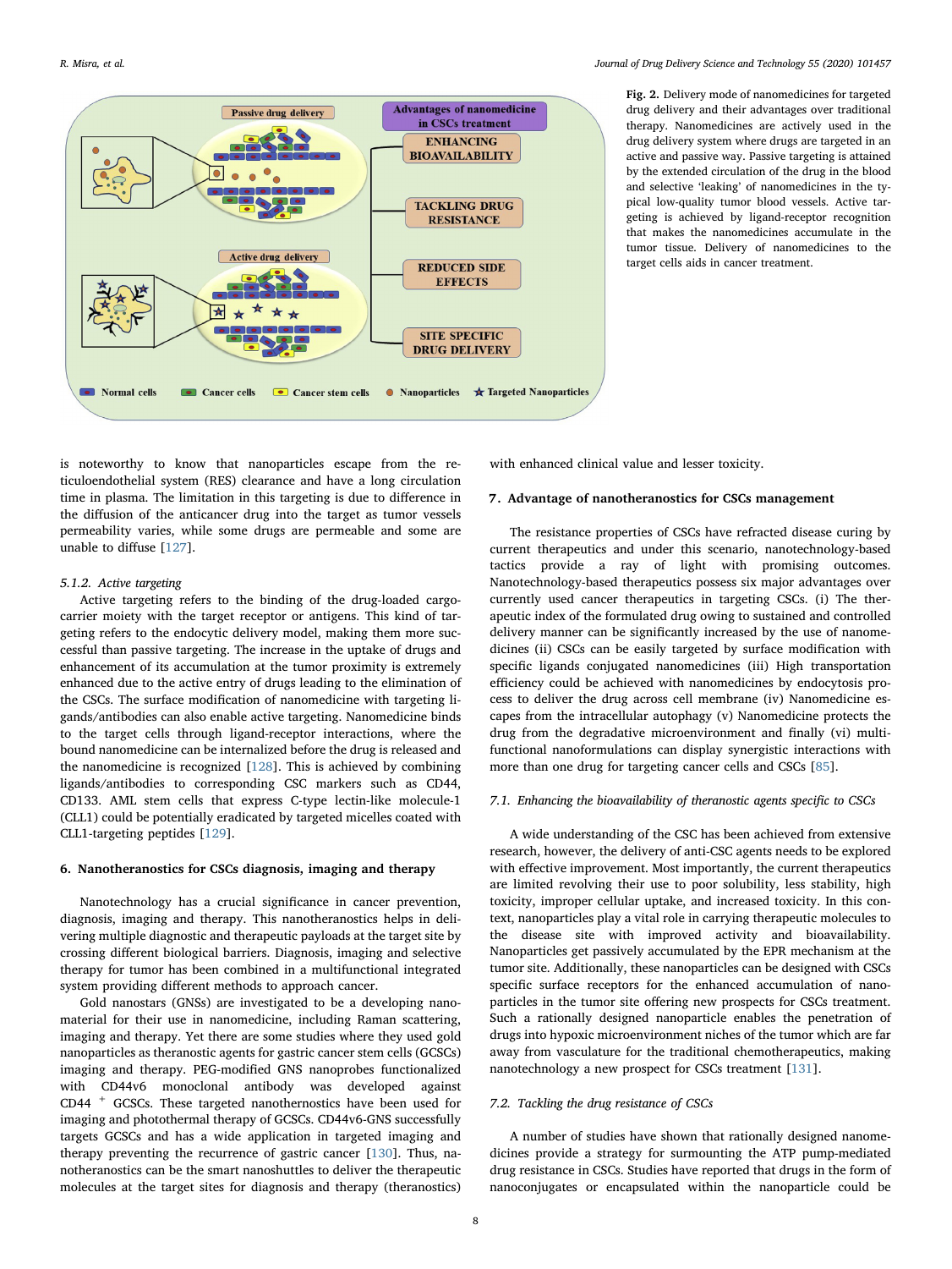**Fig. 2.** Delivery mode of nanomedicines for targeted drug delivery and their advantages over traditional therapy. Nanomedicines are actively used in the drug delivery system where drugs are targeted in an active and passive way. Passive targeting is attained by the extended circulation of the drug in the blood and selective 'leaking' of nanomedicines in the typical low-quality tumor blood vessels. Active targeting is achieved by ligand-receptor recognition that makes the nanomedicines accumulate in the tumor tissue. Delivery of nanomedicines to the target cells aids in cancer treatment.

is noteworthy to know that nanoparticles escape from the reticuloendothelial system (RES) clearance and have a long circulation time in plasma. The limitation in this targeting is due to difference in the diffusion of the anticancer drug into the target as tumor vessels permeability varies, while some drugs are permeable and some are unable to diffuse [127].

### 5.1.2. Active targeting

Active targeting refers to the binding of the drug-loaded cargo-carrier moiety with the target receptor or antigens. This kind of targeting refers to the endocytic delivery model, making them more successful than passive targeting. The increase in the uptake of drugs and enhancement of its accumulation at the tumor proximity is extremely enhanced due to the active entry of drugs leading to the elimination of the CSCs. The surface modification of nanomedicine with targeting ligands/antibodies can also enable active targeting. Nanomedicine binds to the target cells through ligand-receptor interactions, where the bound nanomedicine can be internalized before the drug is released and the nanomedicine is recognized [128]. This is achieved by combining ligands/antibodies to corresponding CSC markers such as CD44, CD133. AML stem cells that express C-type lectin-like molecule-1 (CLL1) could be potentially eradicated by targeted micelles coated with CLL1-targeting peptides [129].

## 6. Nanotheranostics for CSCs diagnosis, imaging and therapy

Nanotechnology has a crucial significance in cancer prevention, diagnosis, imaging and therapy. This nanotheranostics helps in delivering multiple diagnostic and therapeutic payloads at the target site by crossing different biological barriers. Diagnosis, imaging and selective therapy for tumor has been combined in a multifunctional integrated system providing different methods to approach cancer.

Gold nanostars (GNSs) are investigated to be a developing nanomaterial for their use in nanomedicine, including Raman scattering, imaging and therapy. Yet there are some studies where they used gold nanoparticles as theranostic agents for gastric cancer stem cells (GCSCs) imaging and therapy. PEG-modified GNS nanoprobes functionalized with CD44v6 monoclonal antibody was developed against CD44 $^{+}$ GCSCs. These targeted nanothernostics have been used for imaging and photothermal therapy of GCSCs. CD44v6-GNS successfully targets GCSCs and has a wide application in targeted imaging and therapy preventing the recurrence of gastric cancer [130]. Thus, nanotheranostics can be the smart nanoshuttles to deliver the therapeutic molecules at the target sites for diagnosis and therapy (theranostics) with enhanced clinical value and lesser toxicity.

## 7. Advantage of nanotheranostics for CSCs management

The resistance properties of CSCs have refracted disease curing by current therapeutics and under this scenario, nanotechnology-based tactics provide a ray of light with promising outcomes. Nanotechnology-based therapeutics possess six major advantages over currently used cancer therapeutics in targeting CSCs. (i) The therapeutic index of the formulated drug owing to sustained and controlled delivery manner can be significantly increased by the use of nanomedicines (ii) CSCs can be easily targeted by surface modification with specific ligands conjugated nanomedicines (iii) High transportation efficiency could be achieved with nanomedicines by endocytosis process to deliver the drug across cell membrane (iv) Nanomedicine escapes from the intracellular autophagy (v) Nanomedicine protects the drug from the degradative microenvironment and finally (vi) multifunctional nanoformulations can display synergistic interactions with more than one drug for targeting cancer cells and CSCs [85].

### 7.1. Enhancing the bioavailability of theranostic agents specific to CSCs

A wide understanding of the CSC has been achieved from extensive research, however, the delivery of anti-CSC agents needs to be explored with effective improvement. Most importantly, the current therapeutics are limited revolving their use to poor solubility, less stability, high toxicity, improper cellular uptake, and increased toxicity. In this context, nanoparticles play a vital role in carrying therapeutic molecules to the disease site with improved activity and bioavailability. Nanoparticles get passively accumulated by the EPR mechanism at the tumor site. Additionally, these nanoparticles can be designed with CSCs specific surface receptors for the enhanced accumulation of nanoparticles in the tumor site offering new prospects for CSCs treatment. Such a rationally designed nanoparticle enables the penetration of drugs into hypoxic microenvironment niches of the tumor which are far away from vasculature for the traditional chemotherapeutics, making nanotechnology a new prospect for CSCs treatment [131].

### 7.2. Tackling the drug resistance of CSCs

A number of studies have shown that rationally designed nanomedicines provide a strategy for surmounting the ATP pump-mediated drug resistance in CSCs. Studies have reported that drugs in the form of nanoconjugates or encapsulated within the nanoparticle could be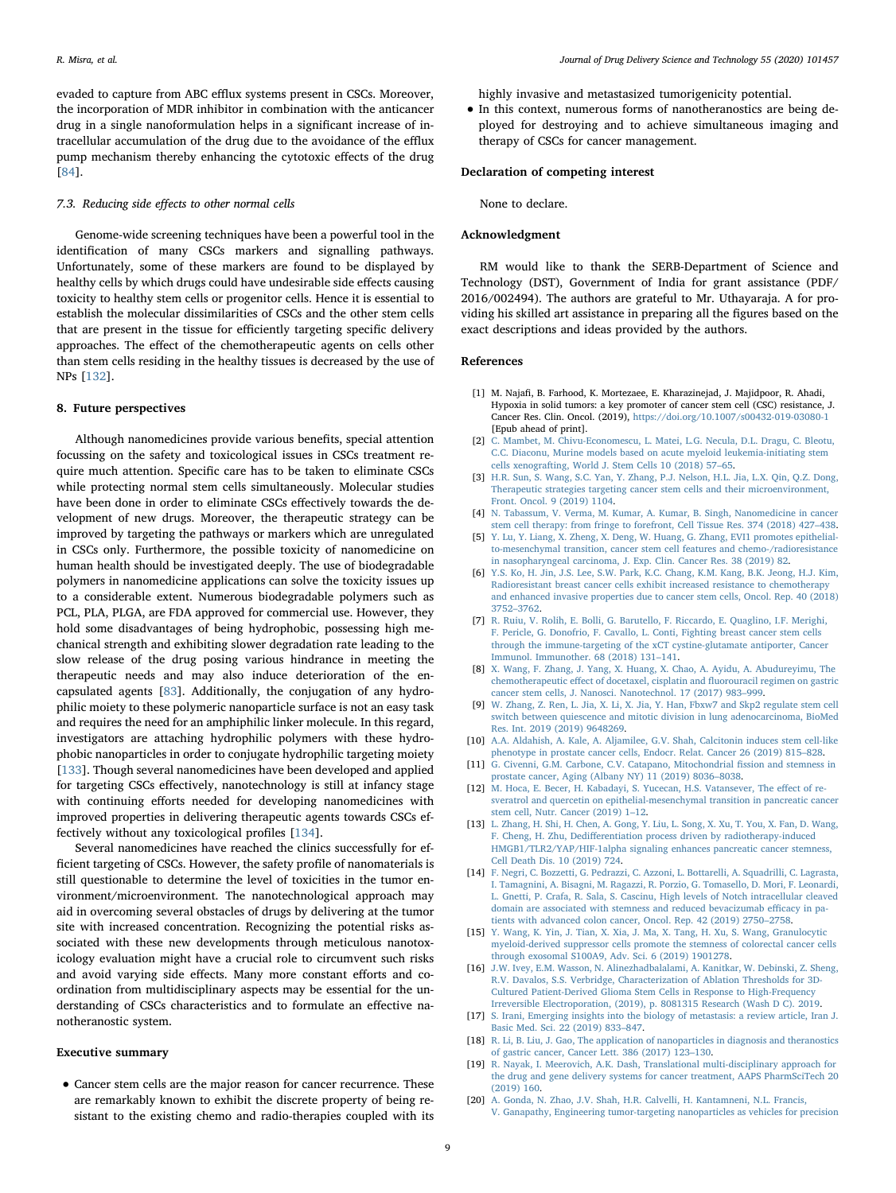evaded to capture from ABC efflux systems present in CSCs. Moreover, the incorporation of MDR inhibitor in combination with the anticancer drug in a single nanoformulation helps in a significant increase of intracellular accumulation of the drug due to the avoidance of the efflux pump mechanism thereby enhancing the cytotoxic effects of the drug [84].

### 7.3. Reducing side effects to other normal cells

Genome-wide screening techniques have been a powerful tool in the identification of many CSCs markers and signalling pathways. Unfortunately, some of these markers are found to be displayed by healthy cells by which drugs could have undesirable side effects causing toxicity to healthy stem cells or progenitor cells. Hence it is essential to establish the molecular dissimilarities of CSCs and the other stem cells that are present in the tissue for efficiently targeting specific delivery approaches. The effect of the chemotherapeutic agents on cells other than stem cells residing in the healthy tissues is decreased by the use of NPs [132].

## 8. Future perspectives

Although nanomedicines provide various benefits, special attention focussing on the safety and toxicological issues in CSCs treatment require much attention. Specific care has to be taken to eliminate CSCs while protecting normal stem cells simultaneously. Molecular studies have been done in order to eliminate CSCs effectively towards the development of new drugs. Moreover, the therapeutic strategy can be improved by targeting the pathways or markers which are unregulated in CSCs only. Furthermore, the possible toxicity of nanomedicine on human health should be investigated deeply. The use of biodegradable polymers in nanomedicine applications can solve the toxicity issues up to a considerable extent. Numerous biodegradable polymers such as PCL, PLA, PLGA, are FDA approved for commercial use. However, they hold some disadvantages of being hydrophobic, possessing high mechanical strength and exhibiting slower degradation rate leading to the slow release of the drug posing various hindrance in meeting the therapeutic needs and may also induce deterioration of the encapsulated agents [83]. Additionally, the conjugation of any hydrophilic moiety to these polymeric nanoparticle surface is not an easy task and requires the need for an amphiphilic linker molecule. In this regard, investigators are attaching hydrophilic polymers with these hydrophobic nanoparticles in order to conjugate hydrophilic targeting moiety [133]. Though several nanomedicines have been developed and applied for targeting CSCs effectively, nanotechnology is still at infancy stage with continuing efforts needed for developing nanomedicines with improved properties in delivering therapeutic agents towards CSCs effectively without any toxicological profiles [134].

Several nanomedicines have reached the clinics successfully for efficient targeting of CSCs. However, the safety profile of nanomaterials is still questionable to determine the level of toxicities in the tumor environment/microenvironment. The nanotechnological approach may aid in overcoming several obstacles of drugs by delivering at the tumor site with increased concentration. Recognizing the potential risks associated with these new developments through meticulous nanotoxicology evaluation might have a crucial role to circumvent such risks and avoid varying side effects. Many more constant efforts and coordination from multidisciplinary aspects may be essential for the understanding of CSCs characteristics and to formulate an effective nanotheranostic system.

## Executive summary

- Cancer stem cells are the major reason for cancer recurrence. These are remarkably known to exhibit the discrete property of being resistant to the existing chemo and radio-therapies coupled with its highly invasive and metastasized tumorigenicity potential.
- In this context, numerous forms of nanotheranostics are being deployed for destroying and to achieve simultaneous imaging and therapy of CSCs for cancer management.

## Declaration of competing interest

None to declare.

## Acknowledgment

RM would like to thank the SERB-Department of Science and Technology (DST), Government of India for grant assistance (PDF/2016/002494). The authors are grateful to Mr. Uthayaraja. A for providing his skilled art assistance in preparing all the figures based on the exact descriptions and ideas provided by the authors.

## References

[1] M. Najafi, B. Farhood, K. Mortezaee, E. Kharazinejad, J. Majidpoor, R. Ahadi, Hypoxia in solid tumors: a key promoter of cancer stem cell (CSC) resistance, J. Cancer Res. Clin. Oncol. (2019), https://doi.org/10.1007/s00432-019-03080-1 [Epub ahead of print].

[2] C. Mambet, M. Chivu-Economescu, L. Matei, L.G. Necula, D.L. Dragu, C. Bleotu, C.C. Diaconu, Murine models based on acute myeloid leukemia-initiating stem cells xenografting, World J. Stem Cells 10 (2018) 57–65.

[3] H.R. Sun, S. Wang, S.C. Yan, Y. Zhang, P.J. Nelson, H.L. Jia, L.X. Qin, Q.Z. Dong, Therapeutic strategies targeting cancer stem cells and their microenvironment, Front. Oncol. 9 (2019) 1104.

[4] N. Tabassum, V. Verma, M. Kumar, A. Kumar, B. Singh, Nanomedicine in cancer stem cell therapy: from fringe to forefront, Cell Tissue Res. 374 (2018) 427–438.

[5] Y. Lu, Y. Liang, X. Zheng, X. Deng, W. Huang, G. Zhang, EVI1 promotes epithelial-to-mesenchymal transition, cancer stem cell features and chemo-/radioresistance in nasopharyngeal carcinoma, J. Exp. Clin. Cancer Res. 38 (2019) 82.

[6] Y.S. Ko, H. Jin, J.S. Lee, S.W. Park, K.C. Chang, K.M. Kang, B.K. Jeong, H.J. Kim, Radioresistant breast cancer cells exhibit increased resistance to chemotherapy and enhanced invasive properties due to cancer stem cells, Oncol. Rep. 40 (2018) 3752–3762.

[7] R. Ruiu, V. Rolih, E. Bolli, G. Barutello, F. Riccardo, E. Quaglino, I.F. Merighi, F. Pericle, G. Donofrio, F. Cavallo, L. Conti, Fighting breast cancer stem cells through the immune-targeting of the xCT cystine-glutamate antiporter, Cancer Immunol. Immunother. 68 (2018) 131–141.

[8] X. Wang, F. Zhang, J. Yang, X. Huang, X. Chao, A. Ayidu, A. Abudureyimu, The chemotherapeutic effect of docetaxel, cisplatin and fluorouracil regimen on gastric cancer stem cells, J. Nanosci. Nanotechnol. 17 (2017) 983–999.

[9] W. Zhang, Z. Ren, L. Jia, X. Li, X. Jia, Y. Han, Fbxw7 and Skp2 regulate stem cell switch between quiescence and mitotic division in lung adenocarcinoma, BioMed Res. Int. 2019 (2019) 9648269.

[10] A.A. Aldahish, A. Kale, A. Aljamilee, G.V. Shah, Calcitonin induces stem cell-like phenotype in prostate cancer cells, Endocr. Relat. Cancer 26 (2019) 815–828.

[11] G. Civenni, G.M. Carbone, C.V. Catapano, Mitochondrial fission and stemness in prostate cancer, Aging (Albany NY) 11 (2019) 8036–8038.

[12] M. Hoca, E. Becer, H. Kabadayi, S. Yucecan, H.S. Vatansever, The effect of resveratrol and quercetin on epithelial-mesenchymal transition in pancreatic cancer stem cell, Nutr. Cancer (2019) 1–12.

[13] L. Zhang, H. Shi, H. Chen, A. Gong, Y. Liu, L. Song, X. Xu, T. You, X. Fan, D. Wang, F. Cheng, H. Zhu, Dedifferentiation process driven by radiotherapy-induced HMGB1/TLR2/YAP/HIF-1alpha signaling enhances pancreatic cancer stemness, Cell Death Dis. 10 (2019) 724.

[14] F. Negri, C. Bozzetti, G. Pedrazzi, C. Azzoni, L. Bottarelli, A. Squadrilli, C. Lagrasta, I. Tamagnini, A. Bisagni, M. Ragazzi, R. Porzio, G. Tomasello, D. Mori, F. Leonardi, L. Gnetti, P. Crafa, R. Sala, S. Cascinu, High levels of Notch intracellular cleaved domain are associated with stemness and reduced bevacizumab efficacy in patients with advanced colon cancer, Oncol. Rep. 42 (2019) 2750–2758.

[15] Y. Wang, K. Yin, J. Tian, X. Xia, J. Ma, X. Tang, H. Xu, S. Wang, Granulocytic myeloid-derived suppressor cells promote the stemness of colorectal cancer cells through exosomal S100A9, Adv. Sci. 6 (2019) 1901278.

[16] J.W. Ivey, E.M. Wasson, N. Alinezhadbalalami, A. Kanitkar, W. Debinski, Z. Sheng, R.V. Davalos, S.S. Verbridge, Characterization of Ablation Thresholds for 3D-Cultured Patient-Derived Glioma Stem Cells in Response to High-Frequency Irreversible Electroporation, (2019), p. 8081315 Research (Wash D C). 2019.

[17] S. Irani, Emerging insights into the biology of metastasis: a review article, Iran J. Basic Med. Sci. 22 (2019) 833–847.

[18] R. Li, B. Liu, J. Gao, The application of nanoparticles in diagnosis and theranostics of gastric cancer, Cancer Lett. 386 (2017) 123–130.

[19] R. Nayak, I. Meerovich, A.K. Dash, Translational multi-disciplinary approach for the drug and gene delivery systems for cancer treatment, AAPS PharmSciTech 20 (2019) 160.

[20] A. Gonda, N. Zhao, J.V. Shah, H.R. Calvelli, H. Kantamneni, N.L. Francis, V. Ganapathy, Engineering tumor-targeting nanoparticles as vehicles for precision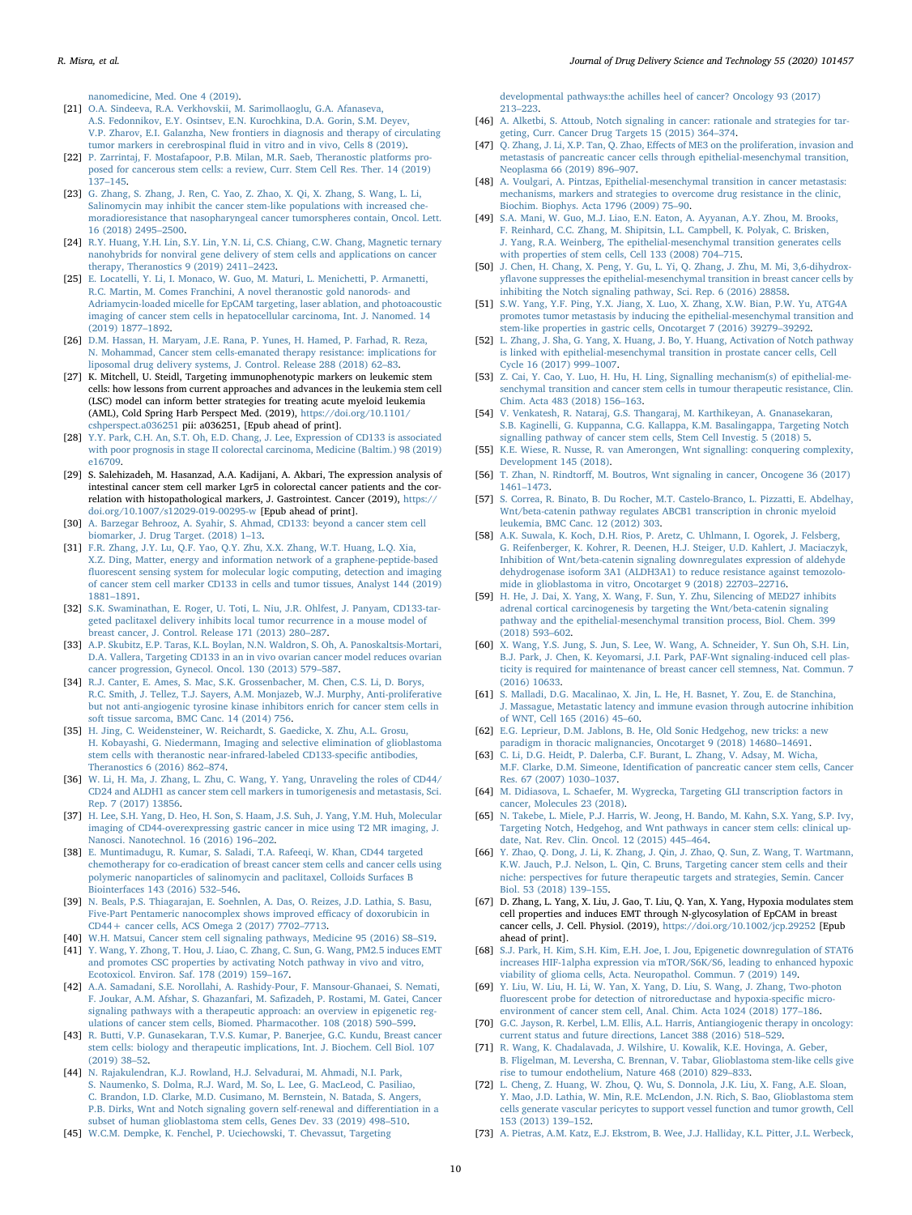nanomedicine, Med. One 4 (2019).

[21] O.A. Sindeeva, R.A. Verkhovskii, M. Sarimollaoglu, G.A. Afanaseva, A.S. Fedonnikov, E.Y. Osintsev, E.N. Kurochkina, D.A. Gorin, S.M. Deyev, V.P. Zharov, E.I. Galanzha, New frontiers in diagnosis and therapy of circulating tumor markers in cerebrospinal fluid in vitro and in vivo, Cells 8 (2019).

[22] P. Zarrintaj, F. Mostafapoor, P.B. Milan, M.R. Saeb, Theranostic platforms proposed for cancerous stem cells: a review, Curr. Stem Cell Res. Ther. 14 (2019) 137–145.

[23] G. Zhang, S. Zhang, J. Ren, C. Yao, Z. Zhao, X. Qi, X. Zhang, S. Wang, L. Li, Salinomycin may inhibit the cancer stem-like populations with increased chemoradioresistance that nasopharyngeal cancer tumorspheres contain, Oncol. Lett. 16 (2018) 2495–2500.

[24] R.Y. Huang, Y.H. Lin, S.Y. Lin, Y.N. Li, C.S. Chiang, C.W. Chang, Magnetic ternary nanohybrids for nonviral gene delivery of stem cells and applications on cancer therapy, Theranostics 9 (2019) 2411–2423.

[25] E. Locatelli, Y. Li, I. Monaco, W. Guo, M. Maturi, L. Menichetti, P. Armanetti, R.C. Martin, M. Comes Franchini, A novel theranostic gold nanorods- and Adriamycin-loaded micelle for EpCAM targeting, laser ablation, and photoacoustic imaging of cancer stem cells in hepatocellular carcinoma, Int. J. Nanomed. 14 (2019) 1877–1892.

[26] D.M. Hassan, H. Maryam, J.E. Rana, P. Yunes, H. Hamed, P. Farhad, R. Reza, N. Mohammad, Cancer stem cells-emanated therapy resistance: implications for liposomal drug delivery systems, J. Control. Release 288 (2018) 62–83.

[27] K. Mitchell, U. Steidl, Targeting immunophenotypic markers on leukemic stem cells: how lessons from current approaches and advances in the leukemia stem cell (LSC) model can inform better strategies for treating acute myeloid leukemia (AML), Cold Spring Harb Perspect Med. (2019), https://doi.org/10.1101/cshperspect.a036251 pii: a036251, [Epub ahead of print].

[28] Y.Y. Park, C.H. An, S.T. Oh, E.D. Chang, J. Lee, Expression of CD133 is associated with poor prognosis in stage II colorectal carcinoma, Medicine (Baltim.) 98 (2019) e16709.

[29] S. Salehizadeh, M. Hasanzad, A.A. Kadijani, A. Akbari, The expression analysis of intestinal cancer stem cell marker Lgr5 in colorectal cancer patients and the correlation with histopathological markers, J. Gastrointest. Cancer (2019), https://doi.org/10.1007/s12029-019-00295-w [Epub ahead of print].

[30] A. Barzegar Behrooz, A. Syahir, S. Ahmad, CD133: beyond a cancer stem cell biomarker, J. Drug Target. (2018) 1–13.

[31] F.R. Zhang, J.Y. Lu, Q.F. Yao, Q.Y. Zhu, X.X. Zhang, W.T. Huang, L.Q. Xia, X.Z. Ding, Matter, energy and information network of a graphene-peptide-based fluorescent sensing system for molecular logic computing, detection and imaging of cancer stem cell marker CD133 in cells and tumor tissues, Analyst 144 (2019) 1881–1891.

[32] S.K. Swaminathan, E. Roger, U. Toti, L. Niu, J.R. Ohlfest, J. Panyam, CD133-targeted paclitaxel delivery inhibits local tumor recurrence in a mouse model of breast cancer, J. Control. Release 171 (2013) 280–287.

[33] A.P. Skubitz, E.P. Taras, K.L. Boylan, N.N. Waldron, S. Oh, A. Panoskaltsis-Mortari, D.A. Vallera, Targeting CD133 in an in vivo ovarian cancer model reduces ovarian cancer progression, Gynecol. Oncol. 130 (2013) 579–587.

[34] R.J. Canter, E. Ames, S. Mac, S.K. Grossenbacher, M. Chen, C.S. Li, D. Borys, R.C. Smith, J. Tellez, T.J. Sayers, A.M. Monjazeb, W.J. Murphy, Anti-proliferative but not anti-angiogenic tyrosine kinase inhibitors enrich for cancer stem cells in soft tissue sarcoma, BMC Canc. 14 (2014) 756.

[35] H. Jing, C. Weidensteiner, W. Reichardt, S. Gaedicke, X. Zhu, A.L. Grosu, H. Kobayashi, G. Niedermann, Imaging and selective elimination of glioblastoma stem cells with theranostic near-infrared-labeled CD133-specific antibodies, Theranostics 6 (2016) 862–874.

[36] W. Li, H. Ma, J. Zhang, L. Zhu, C. Wang, Y. Yang, Unraveling the roles of CD44/CD24 and ALDH1 as cancer stem cell markers in tumorigenesis and metastasis, Sci. Rep. 7 (2017) 13856.

[37] H. Lee, S.H. Yang, D. Heo, H. Son, S. Haam, J.S. Suh, J. Yang, Y.M. Huh, Molecular imaging of CD44-overexpressing gastric cancer in mice using T2 MR imaging, J. Nanosci. Nanotechnol. 16 (2016) 196–202.

[38] E. Muntimadugu, R. Kumar, S. Saladi, T.A. Rafeeqi, W. Khan, CD44 targeted chemotherapy for co-eradication of breast cancer stem cells and cancer cells using polymeric nanoparticles of salinomycin and paclitaxel, Colloids Surfaces B Biointerfaces 143 (2016) 532–546.

[39] N. Beals, P.S. Thiagarajan, E. Soehnlen, A. Das, O. Reizes, J.D. Lathia, S. Basu, Five-Part Pentameric nanocomplex shows improved efficacy of doxorubicin in CD44+ cancer cells, ACS Omega 2 (2017) 7702–7713.

[40] W.H. Matsui, Cancer stem cell signaling pathways, Medicine 95 (2016) S8–S19.

[41] Y. Wang, Y. Zhong, T. Hou, J. Liao, C. Zhang, C. Sun, G. Wang, PM2.5 induces EMT and promotes CSC properties by activating Notch pathway in vivo and vitro, Ecotoxicol. Environ. Saf. 178 (2019) 159–167.

[42] A.A. Samadani, S.E. Norollahi, A. Rashidy-Pour, F. Mansour-Ghanaei, S. Nemati, F. Joukar, A.M. Afshar, S. Ghazanfari, M. Safizadeh, P. Rostami, M. Gatei, Cancer signaling pathways with a therapeutic approach: an overview in epigenetic regulations of cancer stem cells, Biomed. Pharmacother. 108 (2018) 590–599.

[43] R. Butti, V.P. Gunasekaran, T.V.S. Kumar, P. Banerjee, G.C. Kundu, Breast cancer stem cells: biology and therapeutic implications, Int. J. Biochem. Cell Biol. 107 (2019) 38–52.

[44] N. Rajakulendran, K.J. Rowland, H.J. Selvadurai, M. Ahmadi, N.I. Park, S. Naumenko, S. Dolma, R.J. Ward, M. So, L. Lee, G. MacLeod, C. Pasiliao, C. Brandon, I.D. Clarke, M.D. Cusimano, M. Bernstein, N. Batada, S. Angers, P.B. Dirks, Wnt and Notch signaling govern self-renewal and differentiation in a subset of human glioblastoma stem cells, Genes Dev. 33 (2019) 498–510.

[45] W.C.M. Dempke, K. Fenchel, P. Uciechowski, T. Chevassut, Targeting developmental pathways:the achilles heel of cancer? Oncology 93 (2017) 213–223.

[46] A. Alketbi, S. Attoub, Notch signaling in cancer: rationale and strategies for targeting, Curr. Cancer Drug Targets 15 (2015) 364–374.

[47] Q. Zhang, J. Li, X.P. Tan, Q. Zhao, Effects of ME3 on the proliferation, invasion and metastasis of pancreatic cancer cells through epithelial-mesenchymal transition, Neoplasma 66 (2019) 896–907.

[48] A. Voulgari, A. Pintzas, Epithelial-mesenchymal transition in cancer metastasis: mechanisms, markers and strategies to overcome drug resistance in the clinic, Biochim. Biophys. Acta 1796 (2009) 75–90.

[49] S.A. Mani, W. Guo, M.J. Liao, E.N. Eaton, A. Ayyanan, A.Y. Zhou, M. Brooks, F. Reinhard, C.C. Zhang, M. Shipitsin, L.L. Campbell, K. Polyak, C. Brisken, J. Yang, R.A. Weinberg, The epithelial-mesenchymal transition generates cells with properties of stem cells, Cell 133 (2008) 704–715.

[50] J. Chen, H. Chang, X. Peng, Y. Gu, L. Yi, Q. Zhang, J. Zhu, M. Mi, 3,6-dihydroxyflavone suppresses the epithelial-mesenchymal transition in breast cancer cells by inhibiting the Notch signaling pathway, Sci. Rep. 6 (2016) 28858.

[51] S.W. Yang, Y.F. Ping, Y.X. Jiang, X. Luo, X. Zhang, X.W. Bian, P.W. Yu, ATG4A promotes tumor metastasis by inducing the epithelial-mesenchymal transition and stem-like properties in gastric cells, Oncotarget 7 (2016) 39279–39292.

[52] L. Zhang, J. Sha, G. Yang, X. Huang, J. Bo, Y. Huang, Activation of Notch pathway is linked with epithelial-mesenchymal transition in prostate cancer cells, Cell Cycle 16 (2017) 999–1007.

[53] Z. Cai, Y. Cao, Y. Luo, H. Hu, H. Ling, Signalling mechanism(s) of epithelial-mesenchymal transition and cancer stem cells in tumour therapeutic resistance, Clin. Chim. Acta 483 (2018) 156–163.

[54] V. Venkatesh, R. Nataraj, G.S. Thangaraj, M. Karthikeyan, A. Gnanasekaran, S.B. Kaginelli, G. Kuppanna, C.G. Kallappa, K.M. Basalingappa, Targeting Notch signalling pathway of cancer stem cells, Stem Cell Investig. 5 (2018) 5.

[55] K.E. Wiese, R. Nusse, R. van Amerongen, Wnt signalling: conquering complexity, Development 145 (2018).

[56] T. Zhan, N. Rindtorff, M. Boutros, Wnt signaling in cancer, Oncogene 36 (2017) 1461–1473.

[57] S. Correa, R. Binato, B. Du Rocher, M.T. Castelo-Branco, L. Pizzatti, E. Abdelhay, Wnt/beta-catenin pathway regulates ABCB1 transcription in chronic myeloid leukemia, BMC Canc. 12 (2012) 303.

[58] A.K. Suwala, K. Koch, D.H. Rios, P. Aretz, C. Uhlmann, I. Ogorek, J. Felsberg, G. Reifenberger, K. Kohrer, R. Deenen, H.J. Steiger, U.D. Kahlert, J. Maciaczyk, Inhibition of Wnt/beta-catenin signaling downregulates expression of aldehyde dehydrogenase isoform 3A1 (ALDH3A1) to reduce resistance against temozolomide in glioblastoma in vitro, Oncotarget 9 (2018) 22703–22716.

[59] H. He, J. Dai, X. Yang, X. Wang, F. Sun, Y. Zhu, Silencing of MED27 inhibits adrenal cortical carcinogenesis by targeting the Wnt/beta-catenin signaling pathway and the epithelial-mesenchymal transition process, Biol. Chem. 399 (2018) 593–602.

[60] X. Wang, Y.S. Jung, S. Jun, S. Lee, W. Wang, A. Schneider, Y. Sun Oh, S.H. Lin, B.J. Park, J. Chen, K. Keyomarsi, J.I. Park, PAF-Wnt signaling-induced cell plasticity is required for maintenance of breast cancer cell stemness, Nat. Commun. 7 (2016) 10633.

[61] S. Malladi, D.G. Macalinao, X. Jin, L. He, H. Basnet, Y. Zou, E. de Stanchina, J. Massague, Metastatic latency and immune evasion through autocrine inhibition of WNT, Cell 165 (2016) 45–60.

[62] E.G. Leprieur, D.M. Jablons, B. He, Old Sonic Hedgehog, new tricks: a new paradigm in thoracic malignancies, Oncotarget 9 (2018) 14680–14691.

[63] C. Li, D.G. Heidt, P. Dalerba, C.F. Burant, L. Zhang, V. Adsay, M. Wicha, M.F. Clarke, D.M. Simeone, Identification of pancreatic cancer stem cells, Cancer Res. 67 (2007) 1030–1037.

[64] M. Didiasova, L. Schaefer, M. Wygrecka, Targeting GLI transcription factors in cancer, Molecules 23 (2018).

[65] N. Takebe, L. Miele, P.J. Harris, W. Jeong, H. Bando, M. Kahn, S.X. Yang, S.P. Ivy, Targeting Notch, Hedgehog, and Wnt pathways in cancer stem cells: clinical update, Nat. Rev. Clin. Oncol. 12 (2015) 445–464.

[66] Y. Zhao, Q. Dong, J. Li, K. Zhang, J. Qin, J. Zhao, Q. Sun, Z. Wang, T. Wartmann, K.W. Jauch, P.J. Nelson, L. Qin, C. Bruns, Targeting cancer stem cells and their niche: perspectives for future therapeutic targets and strategies, Semin. Cancer Biol. 53 (2018) 139–155.

[67] D. Zhang, L. Yang, X. Liu, J. Gao, T. Liu, Q. Yan, X. Yang, Hypoxia modulates stem cell properties and induces EMT through N-glycosylation of EpCAM in breast cancer cells, J. Cell. Physiol. (2019), https://doi.org/10.1002/jcp.29252 [Epub ahead of print].

[68] S.J. Park, H. Kim, S.H. Kim, E.H. Joe, I. Jou, Epigenetic downregulation of STAT6 increases HIF-1alpha expression via mTOR/S6K/S6, leading to enhanced hypoxic viability of glioma cells, Acta. Neuropathol. Commun. 7 (2019) 149.

[69] Y. Liu, W. Liu, H. Li, W. Yan, X. Yang, D. Liu, S. Wang, J. Zhang, Two-photon fluorescent probe for detection of nitroreductase and hypoxia-specific microenvironment of cancer stem cell, Anal. Chim. Acta 1024 (2018) 177–186.

[70] G.C. Jayson, R. Kerbel, L.M. Ellis, A.L. Harris, Antiangiogenic therapy in oncology: current status and future directions, Lancet 388 (2016) 518–529.

[71] R. Wang, K. Chadalavada, J. Wilshire, U. Kowalik, K.E. Hovinga, A. Geber, B. Fligelman, M. Leversha, C. Brennan, V. Tabar, Glioblastoma stem-like cells give rise to tumour endothelium, Nature 468 (2010) 829–833.

[72] L. Cheng, Z. Huang, W. Zhou, Q. Wu, S. Donnola, J.K. Liu, X. Fang, A.E. Sloan, Y. Mao, J.D. Lathia, W. Min, R.E. McLendon, J.N. Rich, S. Bao, Glioblastoma stem cells generate vascular pericytes to support vessel function and tumor growth, Cell 153 (2013) 139–152.

[73] A. Pietras, A.M. Katz, E.J. Ekstrom, B. Wee, J.J. Halliday, K.L. Pitter, J.L. Werbeck,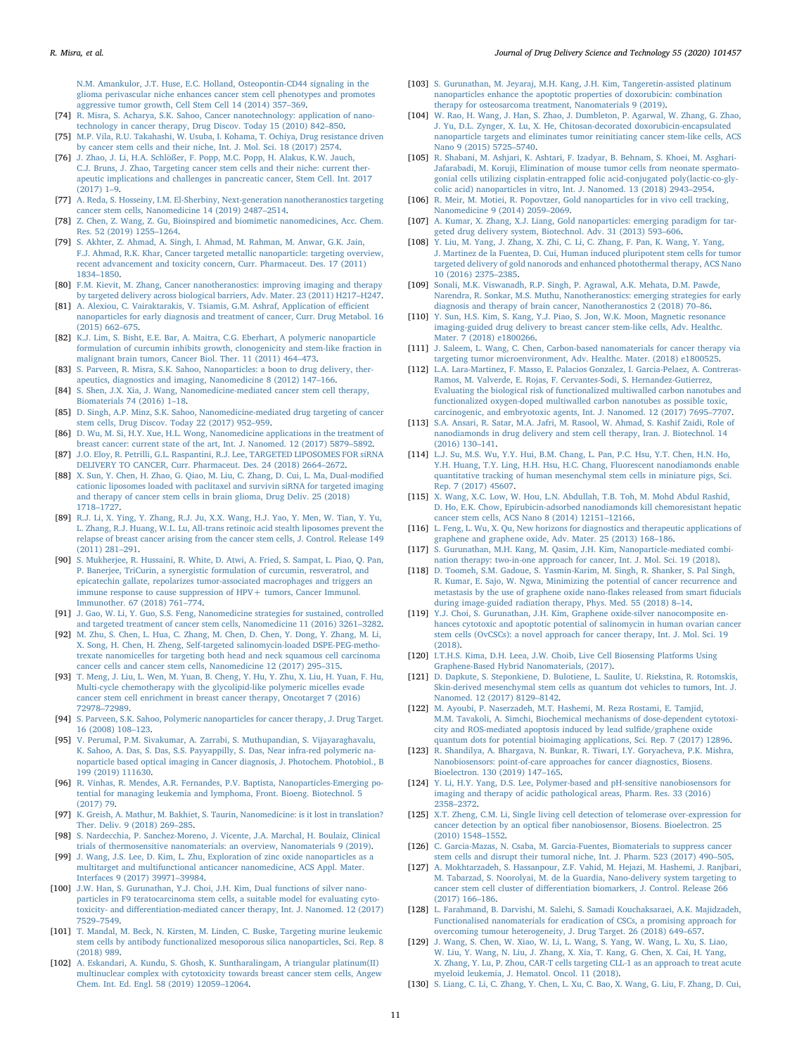N.M. Amankulor, J.T. Huse, E.C. Holland, Osteopontin-CD44 signaling in the glioma perivascular niche enhances cancer stem cell phenotypes and promotes aggressive tumor growth, Cell Stem Cell 14 (2014) 357–369.

[74] R. Misra, S. Acharya, S.K. Sahoo, Cancer nanotechnology: application of nanotechnology in cancer therapy, Drug Discov. Today 15 (2010) 842–850.

[75] M.P. Vila, R.U. Takahashi, W. Usuba, I. Kohama, T. Ochiya, Drug resistance driven by cancer stem cells and their niche, Int. J. Mol. Sci. 18 (2017) 2574.

[76] J. Zhao, J. Li, H.A. Schlößer, F. Popp, M.C. Popp, H. Alakus, K.W. Jauch, C.J. Bruns, J. Zhao, Targeting cancer stem cells and their niche: current therapeutic implications and challenges in pancreatic cancer, Stem Cell. Int. 2017 (2017) 1–9.

[77] A. Reda, S. Hosseiny, I.M. El-Sherbiny, Next-generation nanotheranostics targeting cancer stem cells, Nanomedicine 14 (2019) 2487–2514.

[78] Z. Chen, Z. Wang, Z. Gu, Bioinspired and biomimetic nanomedicines, Acc. Chem. Res. 52 (2019) 1255–1264.

[79] S. Akhter, Z. Ahmad, A. Singh, I. Ahmad, M. Rahman, M. Anwar, G.K. Jain, F.J. Ahmad, R.K. Khar, Cancer targeted metallic nanoparticle: targeting overview, recent advancement and toxicity concern, Curr. Pharmaceut. Des. 17 (2011) 1834–1850.

[80] F.M. Kievit, M. Zhang, Cancer nanotheranostics: improving imaging and therapy by targeted delivery across biological barriers, Adv. Mater. 23 (2011) H217–H247.

[81] A. Alexiou, C. Vairaktarakis, V. Tsiamis, G.M. Ashraf, Application of efficient nanoparticles for early diagnosis and treatment of cancer, Curr. Drug Metabol. 16 (2015) 662–675.

[82] K.J. Lim, S. Bisht, E.E. Bar, A. Maitra, C.G. Eberhart, A polymeric nanoparticle formulation of curcumin inhibits growth, clonogenicity and stem-like fraction in malignant brain tumors, Cancer Biol. Ther. 11 (2011) 464–473.

[83] S. Parveen, R. Misra, S.K. Sahoo, Nanoparticles: a boon to drug delivery, therapeutics, diagnostics and imaging, Nanomedicine 8 (2012) 147–166.

[84] S. Shen, J.X. Xia, J. Wang, Nanomedicine-mediated cancer stem cell therapy, Biomaterials 74 (2016) 1–18.

[85] D. Singh, A.P. Minz, S.K. Sahoo, Nanomedicine-mediated drug targeting of cancer stem cells, Drug Discov. Today 22 (2017) 952–959.

[86] D. Wu, M. Si, H.Y. Xue, H.L. Wong, Nanomedicine applications in the treatment of breast cancer: current state of the art, Int. J. Nanomed. 12 (2017) 5879–5892.

[87] J.O. Eloy, R. Petrilli, G.L. Raspantini, R.J. Lee, TARGETED LIPOSOMES FOR siRNA DELIVERY TO CANCER, Curr. Pharmaceut. Des. 24 (2018) 2664–2672.

[88] X. Sun, Y. Chen, H. Zhao, G. Qiao, M. Liu, C. Zhang, D. Cui, L. Ma, Dual-modified cationic liposomes loaded with paclitaxel and survivin siRNA for targeted imaging and therapy of cancer stem cells in brain glioma, Drug Deliv. 25 (2018) 1718–1727.

[89] R.J. Li, X. Ying, Y. Zhang, R.J. Ju, X.X. Wang, H.J. Yao, Y. Men, W. Tian, Y. Yu, L. Zhang, R.J. Huang, W.L. Lu, All-trans retinoic acid stealth liposomes prevent the relapse of breast cancer arising from the cancer stem cells, J. Control. Release 149 (2011) 281–291.

[90] S. Mukherjee, R. Hussaini, R. White, D. Atwi, A. Fried, S. Sampat, L. Piao, Q. Pan, P. Banerjee, TriCurin, a synergistic formulation of curcumin, resveratrol, and epicatechin gallate, repolarizes tumor-associated macrophages and triggers an immune response to cause suppression of HPV+ tumors, Cancer Immunol. Immunother. 67 (2018) 761–774.

[91] J. Gao, W. Li, Y. Guo, S.S. Feng, Nanomedicine strategies for sustained, controlled and targeted treatment of cancer stem cells, Nanomedicine 11 (2016) 3261–3282.

[92] M. Zhu, S. Chen, L. Hua, C. Zhang, M. Chen, D. Chen, Y. Dong, Y. Zhang, M. Li, X. Song, H. Chen, H. Zheng, Self-targeted salinomycin-loaded DSPE-PEG-methotrexate nanomicelles for targeting both head and neck squamous cell carcinoma cancer cells and cancer stem cells, Nanomedicine 12 (2017) 295–315.

[93] T. Meng, J. Liu, L. Wen, M. Yuan, B. Cheng, Y. Hu, Y. Zhu, X. Liu, H. Yuan, F. Hu, Multi-cycle chemotherapy with the glycolipid-like polymeric micelles evade cancer stem cell enrichment in breast cancer therapy, Oncotarget 7 (2016) 72978–72989.

[94] S. Parveen, S.K. Sahoo, Polymeric nanoparticles for cancer therapy, J. Drug Target. 16 (2008) 108–123.

[95] V. Perumal, P.M. Sivakumar, A. Zarrabi, S. Muthupandian, S. Vijayaraghavalu, K. Sahoo, A. Das, S. Das, S.S. Payyappilly, S. Das, Near infra-red polymeric nanoparticle based optical imaging in Cancer diagnosis, J. Photochem. Photobiol., B 199 (2019) 111630.

[96] R. Vinhas, R. Mendes, A.R. Fernandes, P.V. Baptista, Nanoparticles-Emerging potential for managing leukemia and lymphoma, Front. Bioeng. Biotechnol. 5 (2017) 79.

[97] K. Greish, A. Mathur, M. Bakhiet, S. Taurin, Nanomedicine: is it lost in translation? Ther. Deliv. 9 (2018) 269–285.

[98] S. Nardecchia, P. Sanchez-Moreno, J. Vicente, J.A. Marchal, H. Boulaiz, Clinical trials of thermosensitive nanomaterials: an overview, Nanomaterials 9 (2019).

[99] J. Wang, J.S. Lee, D. Kim, L. Zhu, Exploration of zinc oxide nanoparticles as a multitarget and multifunctional anticancer nanomedicine, ACS Appl. Mater. Interfaces 9 (2017) 39971–39984.

[100] J.W. Han, S. Gurunathan, Y.J. Choi, J.H. Kim, Dual functions of silver nanoparticles in F9 teratocarcinoma stem cells, a suitable model for evaluating cytotoxicity- and differentiation-mediated cancer therapy, Int. J. Nanomed. 12 (2017) 7529–7549.

[101] T. Mandal, M. Beck, N. Kirsten, M. Linden, C. Buske, Targeting murine leukemic stem cells by antibody functionalized mesoporous silica nanoparticles, Sci. Rep. 8 (2018) 989.

[102] A. Eskandari, A. Kundu, S. Ghosh, K. Suntharalingam, A triangular platinum(II) multinuclear complex with cytotoxicity towards breast cancer stem cells, Angew Chem. Int. Ed. Engl. 58 (2019) 12059–12064.

[103] S. Gurunathan, M. Jeyaraj, M.H. Kang, J.H. Kim, Tangeretin-assisted platinum nanoparticles enhance the apoptotic properties of doxorubicin: combination therapy for osteosarcoma treatment, Nanomaterials 9 (2019).

[104] W. Rao, H. Wang, J. Han, S. Zhao, J. Dumbleton, P. Agarwal, W. Zhang, G. Zhao, J. Yu, D.L. Zynger, X. Lu, X. He, Chitosan-decorated doxorubicin-encapsulated nanoparticle targets and eliminates tumor reinitiating cancer stem-like cells, ACS Nano 9 (2015) 5725–5740.

[105] R. Shabani, M. Ashjari, K. Ashtari, F. Izadyar, B. Behnam, S. Khoei, M. Asghari-Jafarabadi, M. Koruji, Elimination of mouse tumor cells from neonate spermatogonial cells utilizing cisplatin-entrapped folic acid-conjugated poly(lactic-co-glycolic acid) nanoparticles in vitro, Int. J. Nanomed. 13 (2018) 2943–2954.

[106] R. Meir, M. Motiei, R. Popovtzer, Gold nanoparticles for in vivo cell tracking, Nanomedicine 9 (2014) 2059–2069.

[107] A. Kumar, X. Zhang, X.J. Liang, Gold nanoparticles: emerging paradigm for targeted drug delivery system, Biotechnol. Adv. 31 (2013) 593–606.

[108] Y. Liu, M. Yang, J. Zhang, X. Zhi, C. Li, C. Zhang, F. Pan, K. Wang, Y. Yang, J. Martinez de la Fuentea, D. Cui, Human induced pluripotent stem cells for tumor targeted delivery of gold nanorods and enhanced photothermal therapy, ACS Nano 10 (2016) 2375–2385.

[109] Sonali, M.K. Viswanadh, R.P. Singh, P. Agrawal, A.K. Mehata, D.M. Pawde, Narendra, R. Sonkar, M.S. Muthu, Nanotheranostics: emerging strategies for early diagnosis and therapy of brain cancer, Nanotheranostics 2 (2018) 70–86.

[110] Y. Sun, H.S. Kim, S. Kang, Y.J. Piao, S. Jon, W.K. Moon, Magnetic resonance imaging-guided drug delivery to breast cancer stem-like cells, Adv. Healthc. Mater. 7 (2018) e1800266.

[111] J. Saleem, L. Wang, C. Chen, Carbon-based nanomaterials for cancer therapy via targeting tumor microenvironment, Adv. Healthc. Mater. (2018) e1800525.

[112] L.A. Lara-Martinez, F. Masso, E. Palacios Gonzalez, I. Garcia-Pelaez, A. Contreras-Ramos, M. Valverde, E. Rojas, F. Cervantes-Sodi, S. Hernandez-Gutierrez, Evaluating the biological risk of functionalized multiwalled carbon nanotubes and functionalized oxygen-doped multiwalled carbon nanotubes as possible toxic, carcinogenic, and embryotoxic agents, Int. J. Nanomed. 12 (2017) 7695–7707.

[113] S.A. Ansari, R. Satar, M.A. Jafri, M. Rasool, W. Ahmad, S. Kashif Zaidi, Role of nanodiamonds in drug delivery and stem cell therapy, Iran. J. Biotechnol. 14 (2016) 130–141.

[114] L.J. Su, M.S. Wu, Y.Y. Hui, B.M. Chang, L. Pan, P.C. Hsu, Y.T. Chen, H.N. Ho, Y.H. Huang, T.Y. Ling, H.H. Hsu, H.C. Chang, Fluorescent nanodiamonds enable quantitative tracking of human mesenchymal stem cells in miniature pigs, Sci. Rep. 7 (2017) 45607.

[115] X. Wang, X.C. Low, W. Hou, L.N. Abdullah, T.B. Toh, M. Mohd Abdul Rashid, D. Ho, E.K. Chow, Epirubicin-adsorbed nanodiamonds kill chemoresistant hepatic cancer stem cells, ACS Nano 8 (2014) 12151–12166.

[116] L. Feng, L. Wu, X. Qu, New horizons for diagnostics and therapeutic applications of graphene and graphene oxide, Adv. Mater. 25 (2013) 168–186.

[117] S. Gurunathan, M.H. Kang, M. Qasim, J.H. Kim, Nanoparticle-mediated combination therapy: two-in-one approach for cancer, Int. J. Mol. Sci. 19 (2018).

[118] D. Toomeh, S.M. Gadoue, S. Yasmin-Karim, M. Singh, R. Shanker, S. Pal Singh, R. Kumar, E. Sajo, W. Ngwa, Minimizing the potential of cancer recurrence and metastasis by the use of graphene oxide nano-flakes released from smart fiducials during image-guided radiation therapy, Phys. Med. 55 (2018) 8–14.

[119] Y.J. Choi, S. Gurunathan, J.H. Kim, Graphene oxide-silver nanocomposite enhances cytotoxic and apoptotic potential of salinomycin in human ovarian cancer stem cells (OvCSCs): a novel approach for cancer therapy, Int. J. Mol. Sci. 19 (2018).

[120] I.T.H.S. Kima, D.H. Leea, J.W. Choib, Live Cell Biosensing Platforms Using Graphene-Based Hybrid Nanomaterials, (2017).

[121] D. Dapkute, S. Steponkiene, D. Bulotiene, L. Saulite, U. Riekstina, R. Rotomskis, Skin-derived mesenchymal stem cells as quantum dot vehicles to tumors, Int. J. Nanomed. 12 (2017) 8129–8142.

[122] M. Ayoubi, P. Naserzadeh, M.T. Hashemi, M. Reza Rostami, E. Tamjid, M.M. Tavakoli, A. Simchi, Biochemical mechanisms of dose-dependent cytotoxicity and ROS-mediated apoptosis induced by lead sulfide/graphene oxide quantum dots for potential bioimaging applications, Sci. Rep. 7 (2017) 12896.

[123] R. Shandilya, A. Bhargava, N. Bunkar, R. Tiwari, I.Y. Goryacheva, P.K. Mishra, Nanobiosensors: point-of-care approaches for cancer diagnostics, Biosens. Bioelectron. 130 (2019) 147–165.

[124] Y. Li, H.Y. Yang, D.S. Lee, Polymer-based and pH-sensitive nanobiosensors for imaging and therapy of acidic pathological areas, Pharm. Res. 33 (2016) 2358–2372.

[125] X.T. Zheng, C.M. Li, Single living cell detection of telomerase over-expression for cancer detection by an optical fiber nanobiosensor, Biosens. Bioelectron. 25 (2010) 1548–1552.

[126] C. Garcia-Mazas, N. Csaba, M. Garcia-Fuentes, Biomaterials to suppress cancer stem cells and disrupt their tumoral niche, Int. J. Pharm. 523 (2017) 490–505.

[127] A. Mokhtarzadeh, S. Hassanpour, Z.F. Vahid, M. Hejazi, M. Hashemi, J. Ranjbari, M. Tabarzad, S. Noorolyai, M. de la Guardia, Nano-delivery system targeting to cancer stem cell cluster of differentiation biomarkers, J. Control. Release 266 (2017) 166–186.

[128] L. Farahmand, B. Darvishi, M. Salehi, S. Samadi Kouchaksaraei, A.K. Majidzadeh, Functionalised nanomaterials for eradication of CSCs, a promising approach for overcoming tumour heterogeneity, J. Drug Target. 26 (2018) 649–657.

[129] J. Wang, S. Chen, W. Xiao, W. Li, L. Wang, S. Yang, W. Wang, L. Xu, S. Liao, W. Liu, Y. Wang, N. Liu, J. Zhang, X. Xia, T. Kang, G. Chen, X. Cai, H. Yang, X. Zhang, Y. Lu, P. Zhou, CAR-T cells targeting CLL-1 as an approach to treat acute myeloid leukemia, J. Hematol. Oncol. 11 (2018).

[130] S. Liang, C. Li, C. Zhang, Y. Chen, L. Xu, C. Bao, X. Wang, G. Liu, F. Zhang, D. Cui,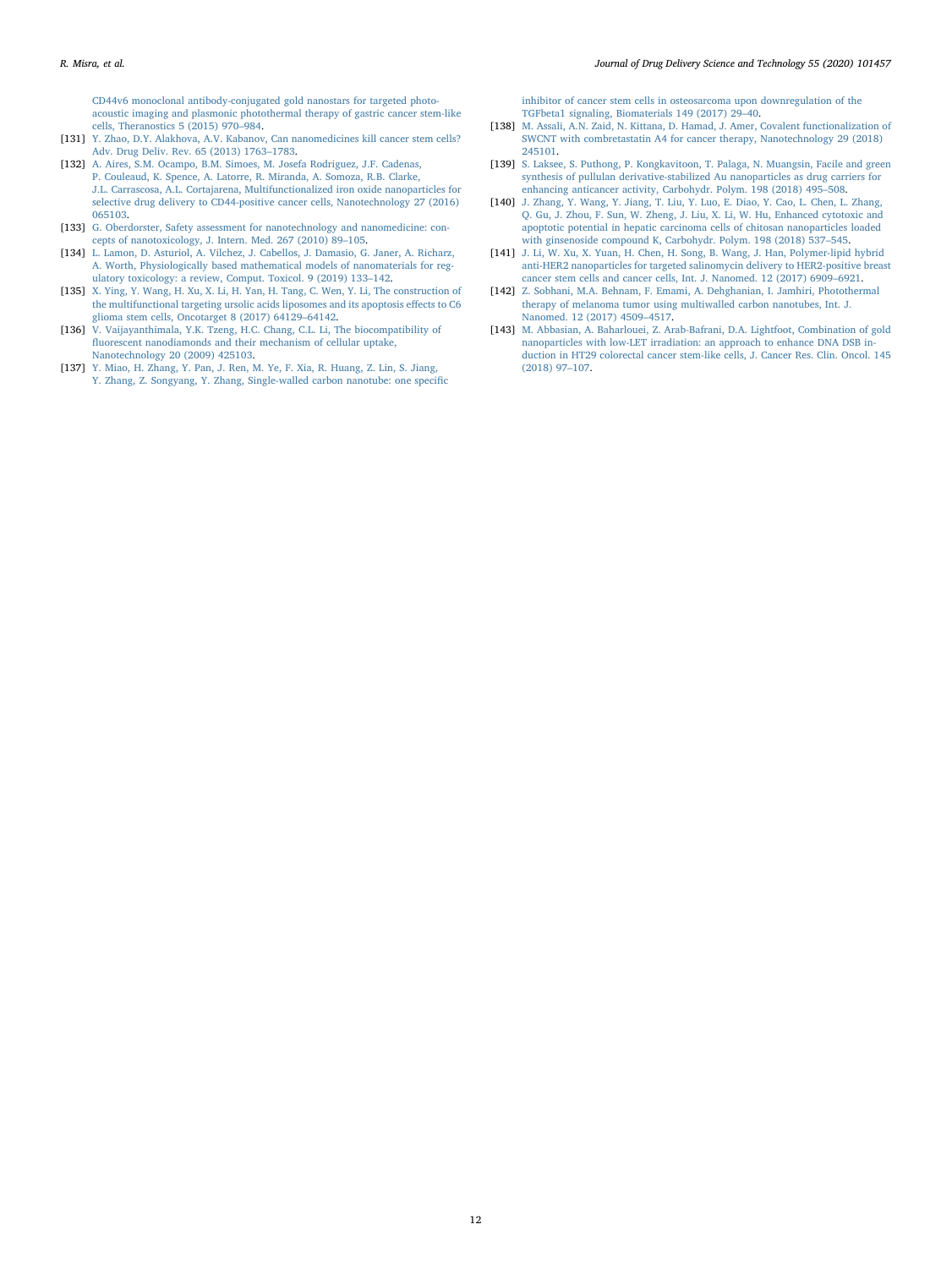CD44v6 monoclonal antibody-conjugated gold nanostars for targeted photo-acoustic imaging and plasmonic photothermal therapy of gastric cancer stem-like cells, Theranostics 5 (2015) 970–984.

[131] Y. Zhao, D.Y. Alakhova, A.V. Kabanov, Can nanomedicines kill cancer stem cells? Adv. Drug Deliv. Rev. 65 (2013) 1763–1783.

[132] A. Aires, S.M. Ocampo, B.M. Simoes, M. Josefa Rodriguez, J.F. Cadenas, P. Couleaud, K. Spence, A. Latorre, R. Miranda, A. Somoza, R.B. Clarke, J.L. Carrascosa, A.L. Cortajarena, Multifunctionalized iron oxide nanoparticles for selective drug delivery to CD44-positive cancer cells, Nanotechnology 27 (2016) 065103.

[133] G. Oberdorster, Safety assessment for nanotechnology and nanomedicine: concepts of nanotoxicology, J. Intern. Med. 267 (2010) 89–105.

[134] L. Lamon, D. Asturiol, A. Vilchez, J. Cabellos, J. Damasio, G. Janer, A. Richarz, A. Worth, Physiologically based mathematical models of nanomaterials for regulatory toxicology: a review, Comput. Toxicol. 9 (2019) 133–142.

[135] X. Ying, Y. Wang, H. Xu, X. Li, H. Yan, H. Tang, C. Wen, Y. Li, The construction of the multifunctional targeting ursolic acids liposomes and its apoptosis effects to C6 glioma stem cells, Oncotarget 8 (2017) 64129–64142.

[136] V. Vaijayanthimala, Y.K. Tzeng, H.C. Chang, C.L. Li, The biocompatibility of fluorescent nanodiamonds and their mechanism of cellular uptake, Nanotechnology 20 (2009) 425103.

[137] Y. Miao, H. Zhang, Y. Pan, J. Ren, M. Ye, F. Xia, R. Huang, Z. Lin, S. Jiang, Y. Zhang, Z. Songyang, Y. Zhang, Single-walled carbon nanotube: one specific inhibitor of cancer stem cells in osteosarcoma upon downregulation of the TGFbeta1 signaling, Biomaterials 149 (2017) 29–40.

[138] M. Assali, A.N. Zaid, N. Kittana, D. Hamad, J. Amer, Covalent functionalization of SWCNT with combretastatin A4 for cancer therapy, Nanotechnology 29 (2018) 245101.

[139] S. Laksee, S. Puthong, P. Kongkavitoon, T. Palaga, N. Muangsin, Facile and green synthesis of pullulan derivative-stabilized Au nanoparticles as drug carriers for enhancing anticancer activity, Carbohydr. Polym. 198 (2018) 495–508.

[140] J. Zhang, Y. Wang, Y. Jiang, T. Liu, Y. Luo, E. Diao, Y. Cao, L. Chen, L. Zhang, Q. Gu, J. Zhou, F. Sun, W. Zheng, J. Liu, X. Li, W. Hu, Enhanced cytotoxic and apoptotic potential in hepatic carcinoma cells of chitosan nanoparticles loaded with ginsenoside compound K, Carbohydr. Polym. 198 (2018) 537–545.

[141] J. Li, W. Xu, X. Yuan, H. Chen, H. Song, B. Wang, J. Han, Polymer-lipid hybrid anti-HER2 nanoparticles for targeted salinomycin delivery to HER2-positive breast cancer stem cells and cancer cells, Int. J. Nanomed. 12 (2017) 6909–6921.

[142] Z. Sobhani, M.A. Behnam, F. Emami, A. Dehghanian, I. Jamhiri, Photothermal therapy of melanoma tumor using multiwalled carbon nanotubes, Int. J. Nanomed. 12 (2017) 4509–4517.

[143] M. Abbasian, A. Baharlouei, Z. Arab-Bafrani, D.A. Lightfoot, Combination of gold nanoparticles with low-LET irradiation: an approach to enhance DNA DSB induction in HT29 colorectal cancer stem-like cells, J. Cancer Res. Clin. Oncol. 145 (2018) 97–107.